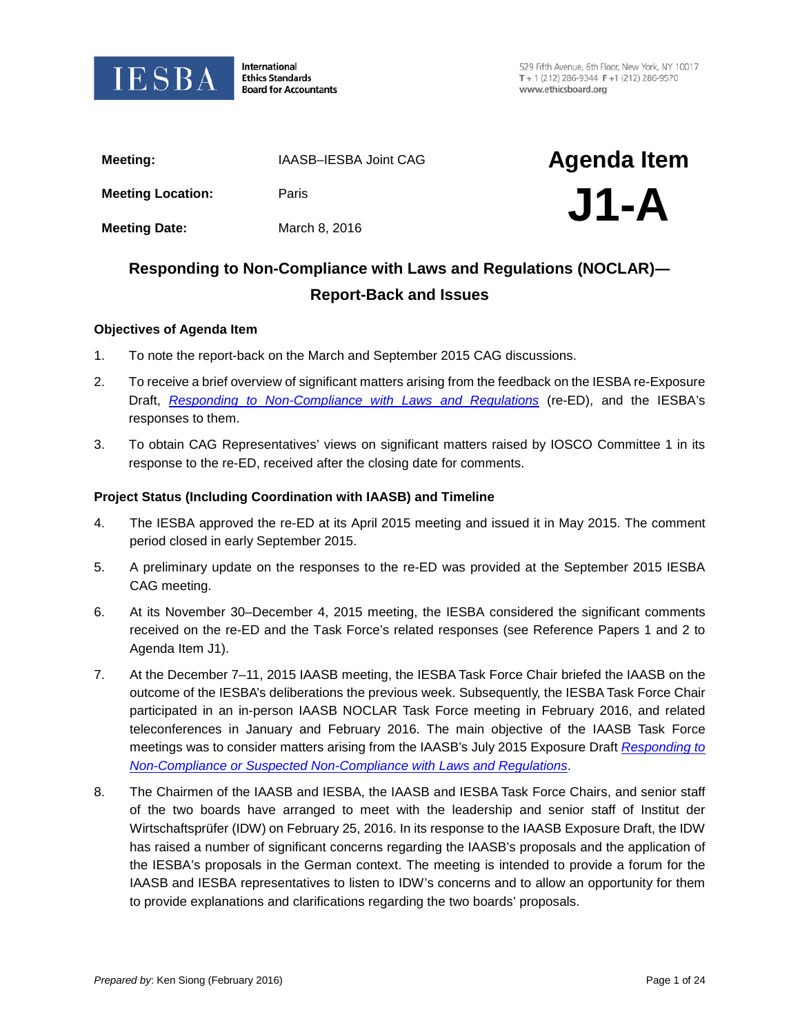IESBA International Ethics Standards Board for Accountants

529 Fifth Avenue, 6th Floor, New York, NY 10017
T + 1 (212) 286-9344 F +1 (212) 286-9570
www.ethicsboard.org

| | | |
|---|---|---|
| **Meeting:** | IAASB–IESBA Joint CAG | **Agenda Item** |
| **Meeting Location:** | Paris | **J1-A** |
| **Meeting Date:** | March 8, 2016 | |

## Responding to Non-Compliance with Laws and Regulations (NOCLAR)—Report-Back and Issues

### Objectives of Agenda Item

1. To note the report-back on the March and September 2015 CAG discussions.
2. To receive a brief overview of significant matters arising from the feedback on the IESBA re-Exposure Draft, *Responding to Non-Compliance with Laws and Regulations* (re-ED), and the IESBA's responses to them.
3. To obtain CAG Representatives' views on significant matters raised by IOSCO Committee 1 in its response to the re-ED, received after the closing date for comments.

### Project Status (Including Coordination with IAASB) and Timeline

4. The IESBA approved the re-ED at its April 2015 meeting and issued it in May 2015. The comment period closed in early September 2015.
5. A preliminary update on the responses to the re-ED was provided at the September 2015 IESBA CAG meeting.
6. At its November 30–December 4, 2015 meeting, the IESBA considered the significant comments received on the re-ED and the Task Force's related responses (see Reference Papers 1 and 2 to Agenda Item J1).
7. At the December 7–11, 2015 IAASB meeting, the IESBA Task Force Chair briefed the IAASB on the outcome of the IESBA's deliberations the previous week. Subsequently, the IESBA Task Force Chair participated in an in-person IAASB NOCLAR Task Force meeting in February 2016, and related teleconferences in January and February 2016. The main objective of the IAASB Task Force meetings was to consider matters arising from the IAASB's July 2015 Exposure Draft *Responding to Non-Compliance or Suspected Non-Compliance with Laws and Regulations*.
8. The Chairmen of the IAASB and IESBA, the IAASB and IESBA Task Force Chairs, and senior staff of the two boards have arranged to meet with the leadership and senior staff of Institut der Wirtschaftsprüfer (IDW) on February 25, 2016. In its response to the IAASB Exposure Draft, the IDW has raised a number of significant concerns regarding the IAASB's proposals and the application of the IESBA's proposals in the German context. The meeting is intended to provide a forum for the IAASB and IESBA representatives to listen to IDW's concerns and to allow an opportunity for them to provide explanations and clarifications regarding the two boards' proposals.

*Prepared by*: Ken Siong (February 2016)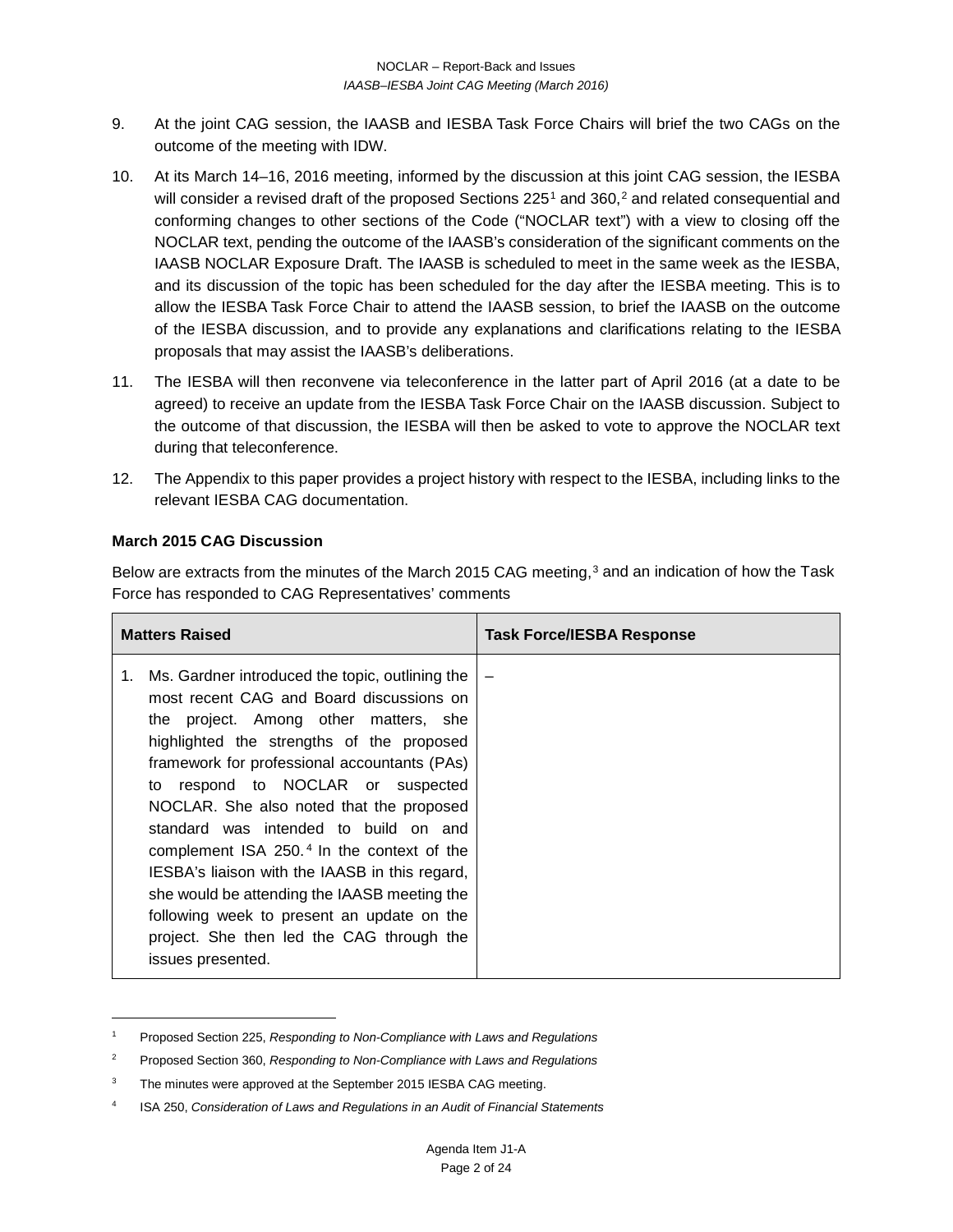9. At the joint CAG session, the IAASB and IESBA Task Force Chairs will brief the two CAGs on the outcome of the meeting with IDW.

10. At its March 14–16, 2016 meeting, informed by the discussion at this joint CAG session, the IESBA will consider a revised draft of the proposed Sections 225[1] and 360,[2] and related consequential and conforming changes to other sections of the Code ("NOCLAR text") with a view to closing off the NOCLAR text, pending the outcome of the IAASB's consideration of the significant comments on the IAASB NOCLAR Exposure Draft. The IAASB is scheduled to meet in the same week as the IESBA, and its discussion of the topic has been scheduled for the day after the IESBA meeting. This is to allow the IESBA Task Force Chair to attend the IAASB session, to brief the IAASB on the outcome of the IESBA discussion, and to provide any explanations and clarifications relating to the IESBA proposals that may assist the IAASB's deliberations.

11. The IESBA will then reconvene via teleconference in the latter part of April 2016 (at a date to be agreed) to receive an update from the IESBA Task Force Chair on the IAASB discussion. Subject to the outcome of that discussion, the IESBA will then be asked to vote to approve the NOCLAR text during that teleconference.

12. The Appendix to this paper provides a project history with respect to the IESBA, including links to the relevant IESBA CAG documentation.

**March 2015 CAG Discussion**

Below are extracts from the minutes of the March 2015 CAG meeting,[3] and an indication of how the Task Force has responded to CAG Representatives' comments

| Matters Raised | Task Force/IESBA Response |
|---|---|
| 1. Ms. Gardner introduced the topic, outlining the most recent CAG and Board discussions on the project. Among other matters, she highlighted the strengths of the proposed framework for professional accountants (PAs) to respond to NOCLAR or suspected NOCLAR. She also noted that the proposed standard was intended to build on and complement ISA 250.[4] In the context of the IESBA's liaison with the IAASB in this regard, she would be attending the IAASB meeting the following week to present an update on the project. She then led the CAG through the issues presented. | – |

[1] Proposed Section 225, *Responding to Non-Compliance with Laws and Regulations*

[2] Proposed Section 360, *Responding to Non-Compliance with Laws and Regulations*

[3] The minutes were approved at the September 2015 IESBA CAG meeting.

[4] ISA 250, *Consideration of Laws and Regulations in an Audit of Financial Statements*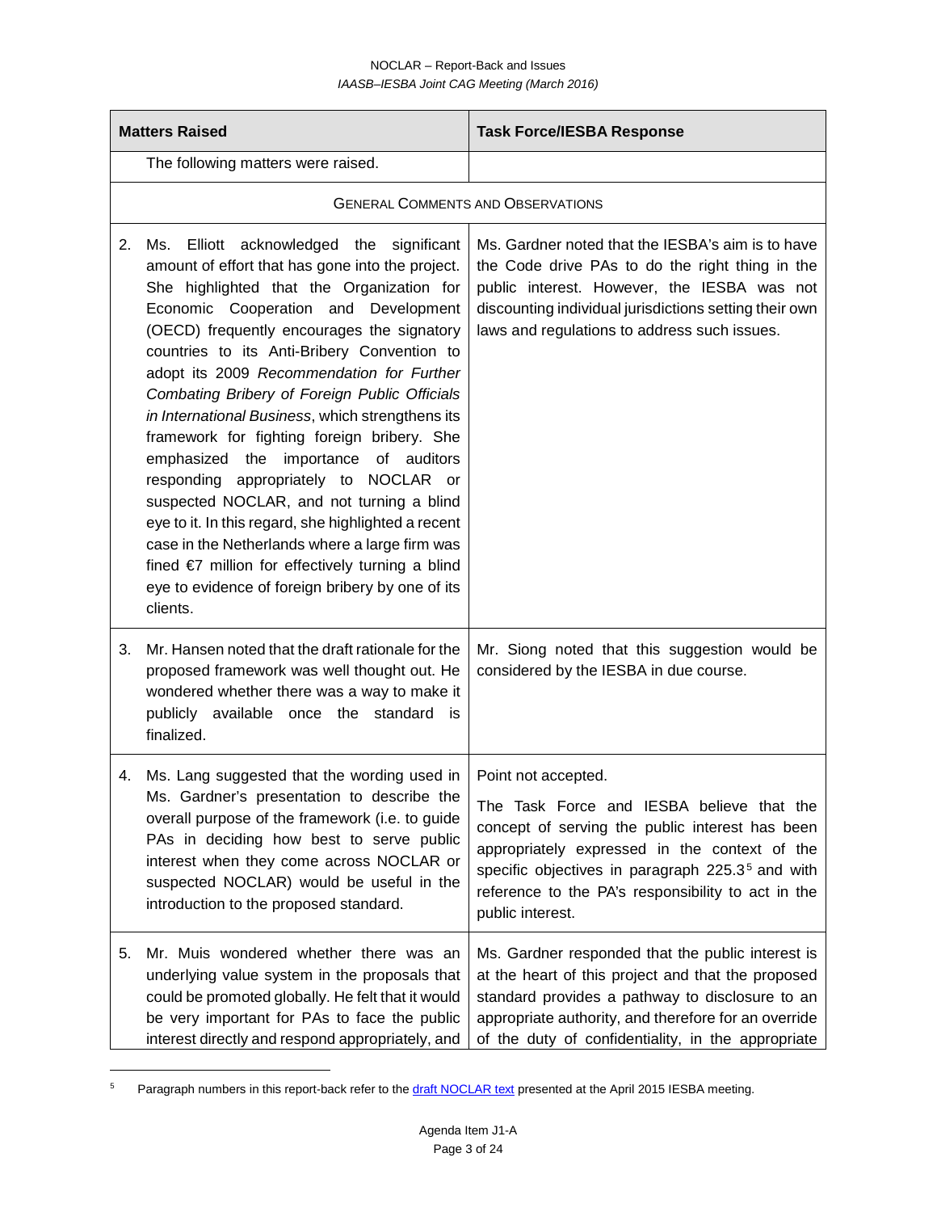| Matters Raised | Task Force/IESBA Response |
|---|---|
| The following matters were raised. | |
| GENERAL COMMENTS AND OBSERVATIONS | |
| 2. Ms. Elliott acknowledged the significant amount of effort that has gone into the project. She highlighted that the Organization for Economic Cooperation and Development (OECD) frequently encourages the signatory countries to its Anti-Bribery Convention to adopt its 2009 *Recommendation for Further Combating Bribery of Foreign Public Officials in International Business*, which strengthens its framework for fighting foreign bribery. She emphasized the importance of auditors responding appropriately to NOCLAR or suspected NOCLAR, and not turning a blind eye to it. In this regard, she highlighted a recent case in the Netherlands where a large firm was fined €7 million for effectively turning a blind eye to evidence of foreign bribery by one of its clients. | Ms. Gardner noted that the IESBA's aim is to have the Code drive PAs to do the right thing in the public interest. However, the IESBA was not discounting individual jurisdictions setting their own laws and regulations to address such issues. |
| 3. Mr. Hansen noted that the draft rationale for the proposed framework was well thought out. He wondered whether there was a way to make it publicly available once the standard is finalized. | Mr. Siong noted that this suggestion would be considered by the IESBA in due course. |
| 4. Ms. Lang suggested that the wording used in Ms. Gardner's presentation to describe the overall purpose of the framework (i.e. to guide PAs in deciding how best to serve public interest when they come across NOCLAR or suspected NOCLAR) would be useful in the introduction to the proposed standard. | Point not accepted.<br><br>The Task Force and IESBA believe that the concept of serving the public interest has been appropriately expressed in the context of the specific objectives in paragraph 225.3[5] and with reference to the PA's responsibility to act in the public interest. |
| 5. Mr. Muis wondered whether there was an underlying value system in the proposals that could be promoted globally. He felt that it would be very important for PAs to face the public interest directly and respond appropriately, and | Ms. Gardner responded that the public interest is at the heart of this project and that the proposed standard provides a pathway to disclosure to an appropriate authority, and therefore for an override of the duty of confidentiality, in the appropriate |

[5] Paragraph numbers in this report-back refer to the draft NOCLAR text presented at the April 2015 IESBA meeting.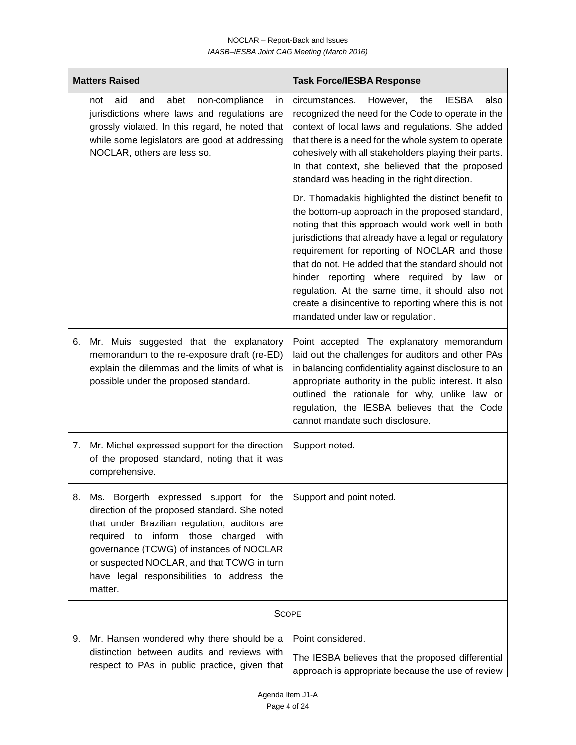| Matters Raised | Task Force/IESBA Response |
|---|---|
| not aid and abet non-compliance in jurisdictions where laws and regulations are grossly violated. In this regard, he noted that while some legislators are good at addressing NOCLAR, others are less so. | circumstances. However, the IESBA also recognized the need for the Code to operate in the context of local laws and regulations. She added that there is a need for the whole system to operate cohesively with all stakeholders playing their parts. In that context, she believed that the proposed standard was heading in the right direction.<br><br>Dr. Thomadakis highlighted the distinct benefit to the bottom-up approach in the proposed standard, noting that this approach would work well in both jurisdictions that already have a legal or regulatory requirement for reporting of NOCLAR and those that do not. He added that the standard should not hinder reporting where required by law or regulation. At the same time, it should also not create a disincentive to reporting where this is not mandated under law or regulation. |
| 6. Mr. Muis suggested that the explanatory memorandum to the re-exposure draft (re-ED) explain the dilemmas and the limits of what is possible under the proposed standard. | Point accepted. The explanatory memorandum laid out the challenges for auditors and other PAs in balancing confidentiality against disclosure to an appropriate authority in the public interest. It also outlined the rationale for why, unlike law or regulation, the IESBA believes that the Code cannot mandate such disclosure. |
| 7. Mr. Michel expressed support for the direction of the proposed standard, noting that it was comprehensive. | Support noted. |
| 8. Ms. Borgerth expressed support for the direction of the proposed standard. She noted that under Brazilian regulation, auditors are required to inform those charged with governance (TCWG) of instances of NOCLAR or suspected NOCLAR, and that TCWG in turn have legal responsibilities to address the matter. | Support and point noted. |
| **SCOPE** | |
| 9. Mr. Hansen wondered why there should be a distinction between audits and reviews with respect to PAs in public practice, given that | Point considered.<br><br>The IESBA believes that the proposed differential approach is appropriate because the use of review |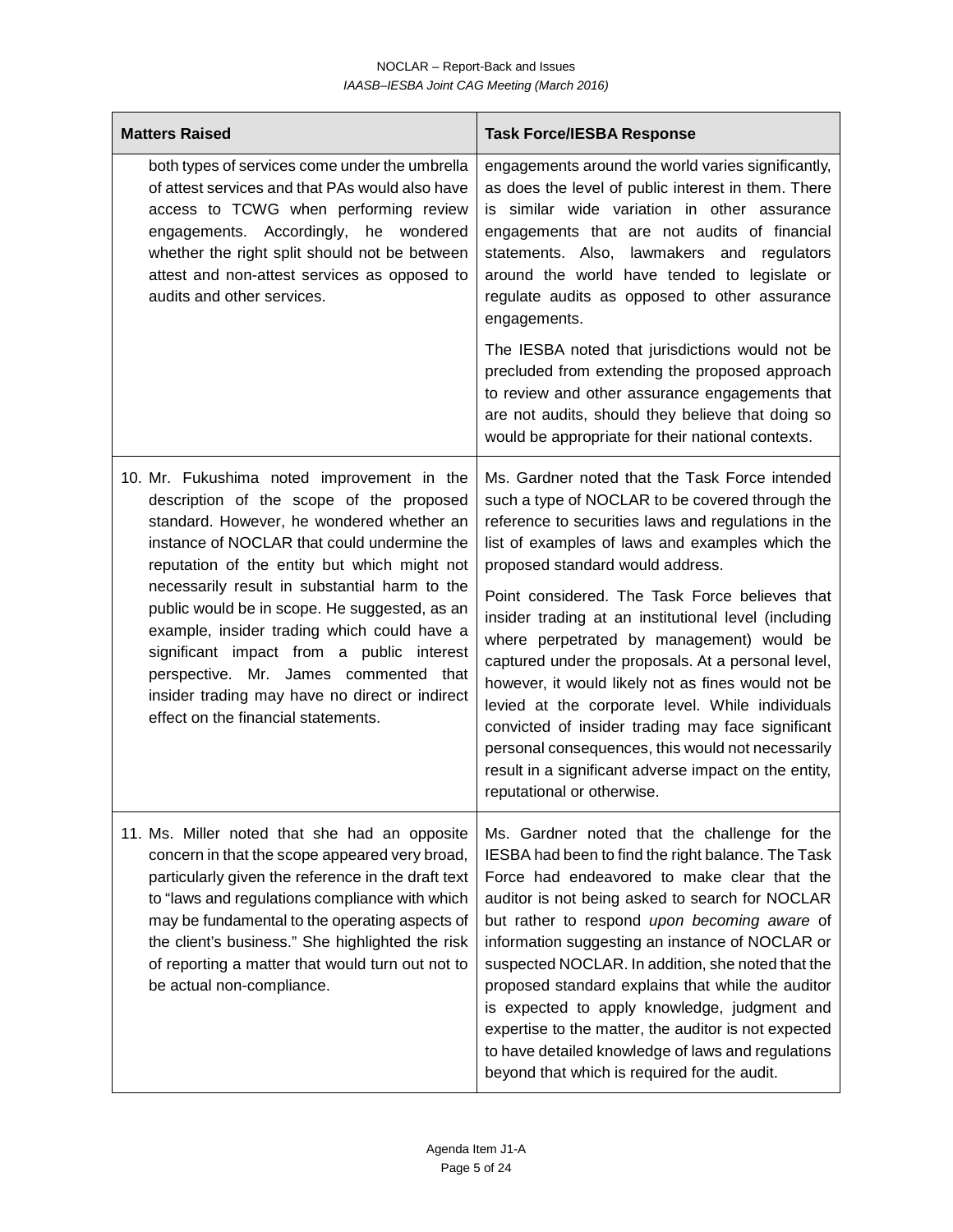| Matters Raised | Task Force/IESBA Response |
|---|---|
| both types of services come under the umbrella of attest services and that PAs would also have access to TCWG when performing review engagements. Accordingly, he wondered whether the right split should not be between attest and non-attest services as opposed to audits and other services. | engagements around the world varies significantly, as does the level of public interest in them. There is similar wide variation in other assurance engagements that are not audits of financial statements. Also, lawmakers and regulators around the world have tended to legislate or regulate audits as opposed to other assurance engagements.<br><br>The IESBA noted that jurisdictions would not be precluded from extending the proposed approach to review and other assurance engagements that are not audits, should they believe that doing so would be appropriate for their national contexts. |
| 10. Mr. Fukushima noted improvement in the description of the scope of the proposed standard. However, he wondered whether an instance of NOCLAR that could undermine the reputation of the entity but which might not necessarily result in substantial harm to the public would be in scope. He suggested, as an example, insider trading which could have a significant impact from a public interest perspective. Mr. James commented that insider trading may have no direct or indirect effect on the financial statements. | Ms. Gardner noted that the Task Force intended such a type of NOCLAR to be covered through the reference to securities laws and regulations in the list of examples of laws and examples which the proposed standard would address.<br><br>Point considered. The Task Force believes that insider trading at an institutional level (including where perpetrated by management) would be captured under the proposals. At a personal level, however, it would likely not as fines would not be levied at the corporate level. While individuals convicted of insider trading may face significant personal consequences, this would not necessarily result in a significant adverse impact on the entity, reputational or otherwise. |
| 11. Ms. Miller noted that she had an opposite concern in that the scope appeared very broad, particularly given the reference in the draft text to "laws and regulations compliance with which may be fundamental to the operating aspects of the client's business." She highlighted the risk of reporting a matter that would turn out not to be actual non-compliance. | Ms. Gardner noted that the challenge for the IESBA had been to find the right balance. The Task Force had endeavored to make clear that the auditor is not being asked to search for NOCLAR but rather to respond *upon becoming aware* of information suggesting an instance of NOCLAR or suspected NOCLAR. In addition, she noted that the proposed standard explains that while the auditor is expected to apply knowledge, judgment and expertise to the matter, the auditor is not expected to have detailed knowledge of laws and regulations beyond that which is required for the audit. |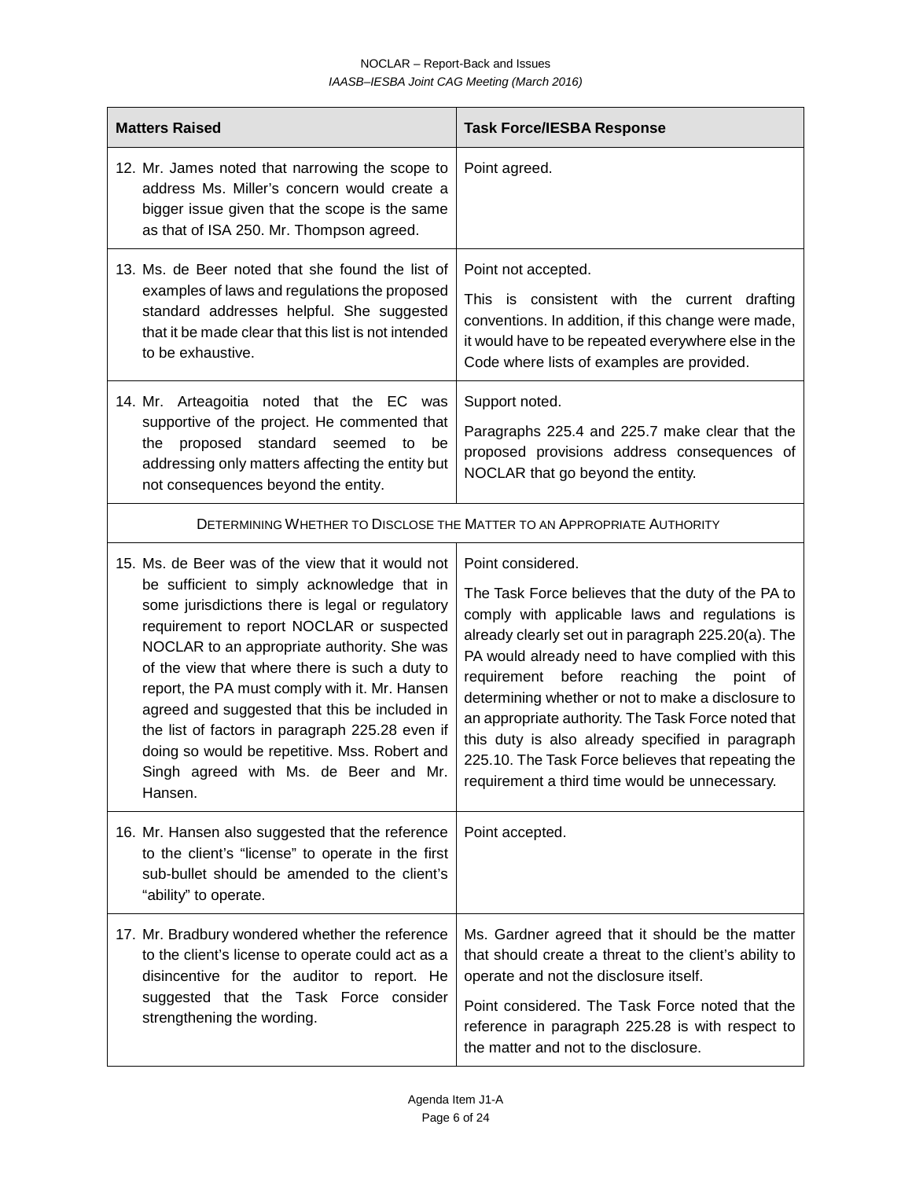| Matters Raised | Task Force/IESBA Response |
| --- | --- |
| 12. Mr. James noted that narrowing the scope to address Ms. Miller's concern would create a bigger issue given that the scope is the same as that of ISA 250. Mr. Thompson agreed. | Point agreed. |
| 13. Ms. de Beer noted that she found the list of examples of laws and regulations the proposed standard addresses helpful. She suggested that it be made clear that this list is not intended to be exhaustive. | Point not accepted.<br><br>This is consistent with the current drafting conventions. In addition, if this change were made, it would have to be repeated everywhere else in the Code where lists of examples are provided. |
| 14. Mr. Arteagoitia noted that the EC was supportive of the project. He commented that the proposed standard seemed to be addressing only matters affecting the entity but not consequences beyond the entity. | Support noted.<br><br>Paragraphs 225.4 and 225.7 make clear that the proposed provisions address consequences of NOCLAR that go beyond the entity. |
| DETERMINING WHETHER TO DISCLOSE THE MATTER TO AN APPROPRIATE AUTHORITY | |
| 15. Ms. de Beer was of the view that it would not be sufficient to simply acknowledge that in some jurisdictions there is legal or regulatory requirement to report NOCLAR or suspected NOCLAR to an appropriate authority. She was of the view that where there is such a duty to report, the PA must comply with it. Mr. Hansen agreed and suggested that this be included in the list of factors in paragraph 225.28 even if doing so would be repetitive. Mss. Robert and Singh agreed with Ms. de Beer and Mr. Hansen. | Point considered.<br><br>The Task Force believes that the duty of the PA to comply with applicable laws and regulations is already clearly set out in paragraph 225.20(a). The PA would already need to have complied with this requirement before reaching the point of determining whether or not to make a disclosure to an appropriate authority. The Task Force noted that this duty is also already specified in paragraph 225.10. The Task Force believes that repeating the requirement a third time would be unnecessary. |
| 16. Mr. Hansen also suggested that the reference to the client's "license" to operate in the first sub-bullet should be amended to the client's "ability" to operate. | Point accepted. |
| 17. Mr. Bradbury wondered whether the reference to the client's license to operate could act as a disincentive for the auditor to report. He suggested that the Task Force consider strengthening the wording. | Ms. Gardner agreed that it should be the matter that should create a threat to the client's ability to operate and not the disclosure itself.<br><br>Point considered. The Task Force noted that the reference in paragraph 225.28 is with respect to the matter and not to the disclosure. |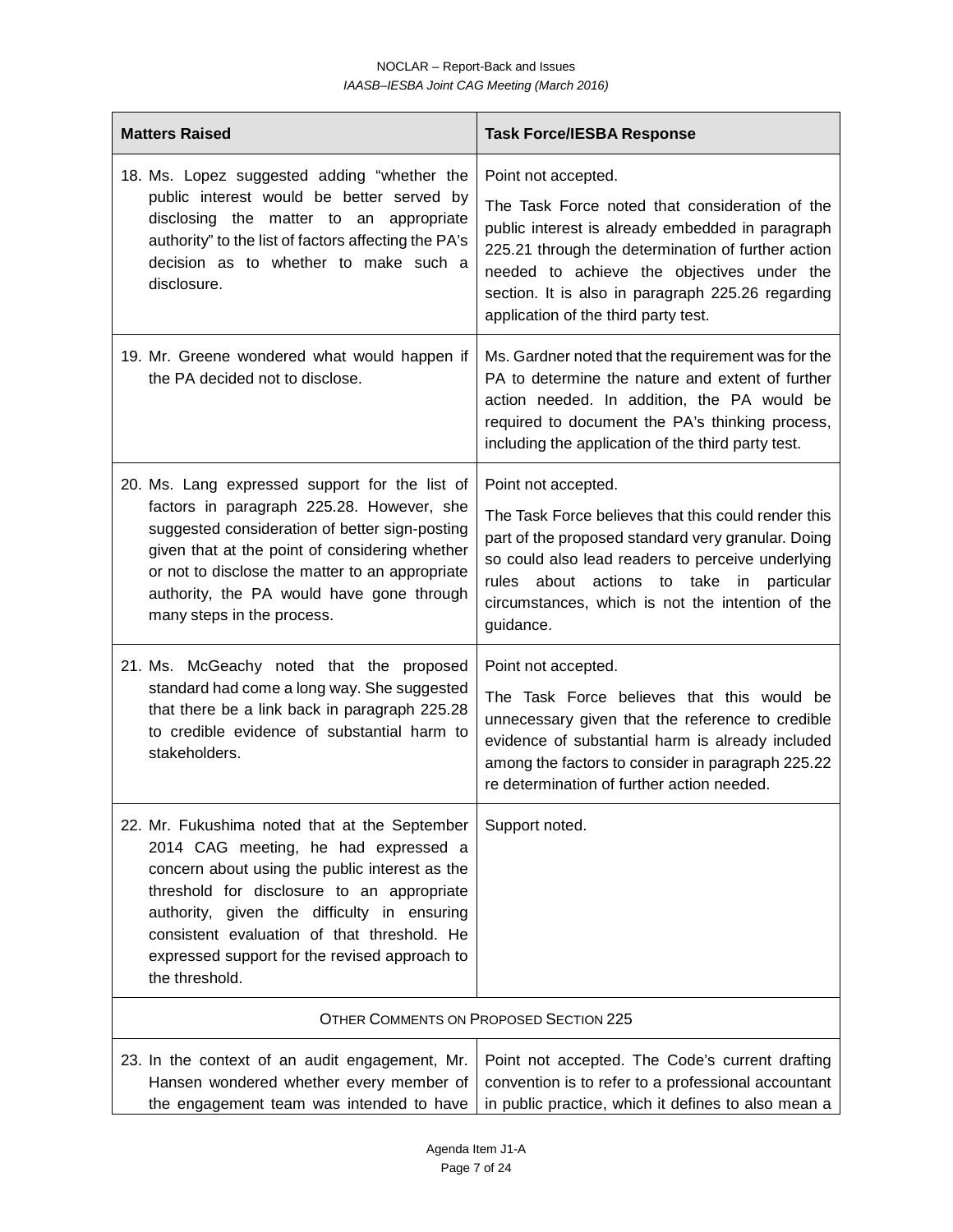| Matters Raised | Task Force/IESBA Response |
| --- | --- |
| 18. Ms. Lopez suggested adding "whether the public interest would be better served by disclosing the matter to an appropriate authority" to the list of factors affecting the PA's decision as to whether to make such a disclosure. | Point not accepted.<br><br>The Task Force noted that consideration of the public interest is already embedded in paragraph 225.21 through the determination of further action needed to achieve the objectives under the section. It is also in paragraph 225.26 regarding application of the third party test. |
| 19. Mr. Greene wondered what would happen if the PA decided not to disclose. | Ms. Gardner noted that the requirement was for the PA to determine the nature and extent of further action needed. In addition, the PA would be required to document the PA's thinking process, including the application of the third party test. |
| 20. Ms. Lang expressed support for the list of factors in paragraph 225.28. However, she suggested consideration of better sign-posting given that at the point of considering whether or not to disclose the matter to an appropriate authority, the PA would have gone through many steps in the process. | Point not accepted.<br><br>The Task Force believes that this could render this part of the proposed standard very granular. Doing so could also lead readers to perceive underlying rules about actions to take in particular circumstances, which is not the intention of the guidance. |
| 21. Ms. McGeachy noted that the proposed standard had come a long way. She suggested that there be a link back in paragraph 225.28 to credible evidence of substantial harm to stakeholders. | Point not accepted.<br><br>The Task Force believes that this would be unnecessary given that the reference to credible evidence of substantial harm is already included among the factors to consider in paragraph 225.22 re determination of further action needed. |
| 22. Mr. Fukushima noted that at the September 2014 CAG meeting, he had expressed a concern about using the public interest as the threshold for disclosure to an appropriate authority, given the difficulty in ensuring consistent evaluation of that threshold. He expressed support for the revised approach to the threshold. | Support noted. |
| OTHER COMMENTS ON PROPOSED SECTION 225 | |
| 23. In the context of an audit engagement, Mr. Hansen wondered whether every member of the engagement team was intended to have | Point not accepted. The Code's current drafting convention is to refer to a professional accountant in public practice, which it defines to also mean a |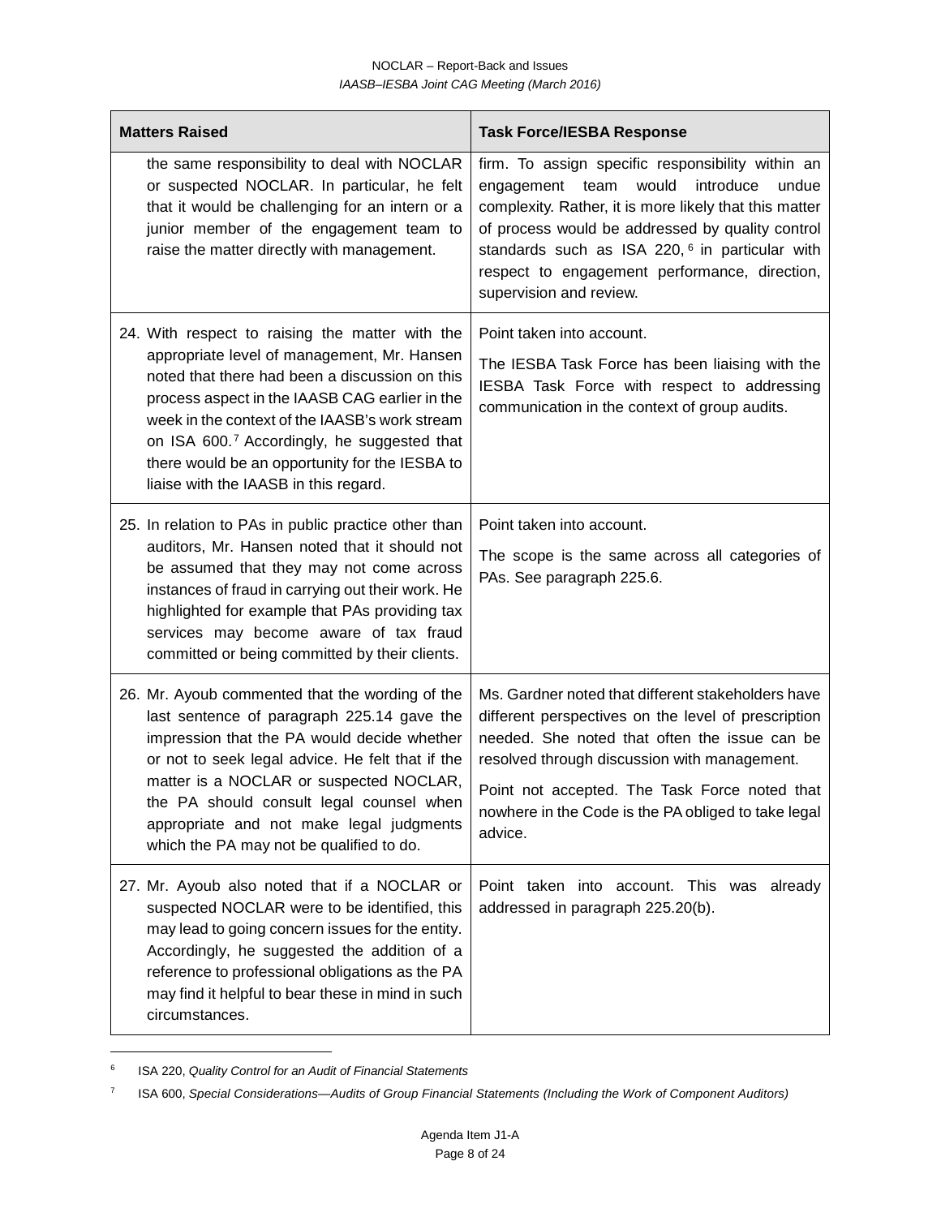| Matters Raised | Task Force/IESBA Response |
|---|---|
| the same responsibility to deal with NOCLAR or suspected NOCLAR. In particular, he felt that it would be challenging for an intern or a junior member of the engagement team to raise the matter directly with management. | firm. To assign specific responsibility within an engagement team would introduce undue complexity. Rather, it is more likely that this matter of process would be addressed by quality control standards such as ISA 220,[6] in particular with respect to engagement performance, direction, supervision and review. |
| 24. With respect to raising the matter with the appropriate level of management, Mr. Hansen noted that there had been a discussion on this process aspect in the IAASB CAG earlier in the week in the context of the IAASB's work stream on ISA 600.[7] Accordingly, he suggested that there would be an opportunity for the IESBA to liaise with the IAASB in this regard. | Point taken into account.<br><br>The IESBA Task Force has been liaising with the IESBA Task Force with respect to addressing communication in the context of group audits. |
| 25. In relation to PAs in public practice other than auditors, Mr. Hansen noted that it should not be assumed that they may not come across instances of fraud in carrying out their work. He highlighted for example that PAs providing tax services may become aware of tax fraud committed or being committed by their clients. | Point taken into account.<br><br>The scope is the same across all categories of PAs. See paragraph 225.6. |
| 26. Mr. Ayoub commented that the wording of the last sentence of paragraph 225.14 gave the impression that the PA would decide whether or not to seek legal advice. He felt that if the matter is a NOCLAR or suspected NOCLAR, the PA should consult legal counsel when appropriate and not make legal judgments which the PA may not be qualified to do. | Ms. Gardner noted that different stakeholders have different perspectives on the level of prescription needed. She noted that often the issue can be resolved through discussion with management.<br><br>Point not accepted. The Task Force noted that nowhere in the Code is the PA obliged to take legal advice. |
| 27. Mr. Ayoub also noted that if a NOCLAR or suspected NOCLAR were to be identified, this may lead to going concern issues for the entity. Accordingly, he suggested the addition of a reference to professional obligations as the PA may find it helpful to bear these in mind in such circumstances. | Point taken into account. This was already addressed in paragraph 225.20(b). |

[6] ISA 220, *Quality Control for an Audit of Financial Statements*

[7] ISA 600, *Special Considerations—Audits of Group Financial Statements (Including the Work of Component Auditors)*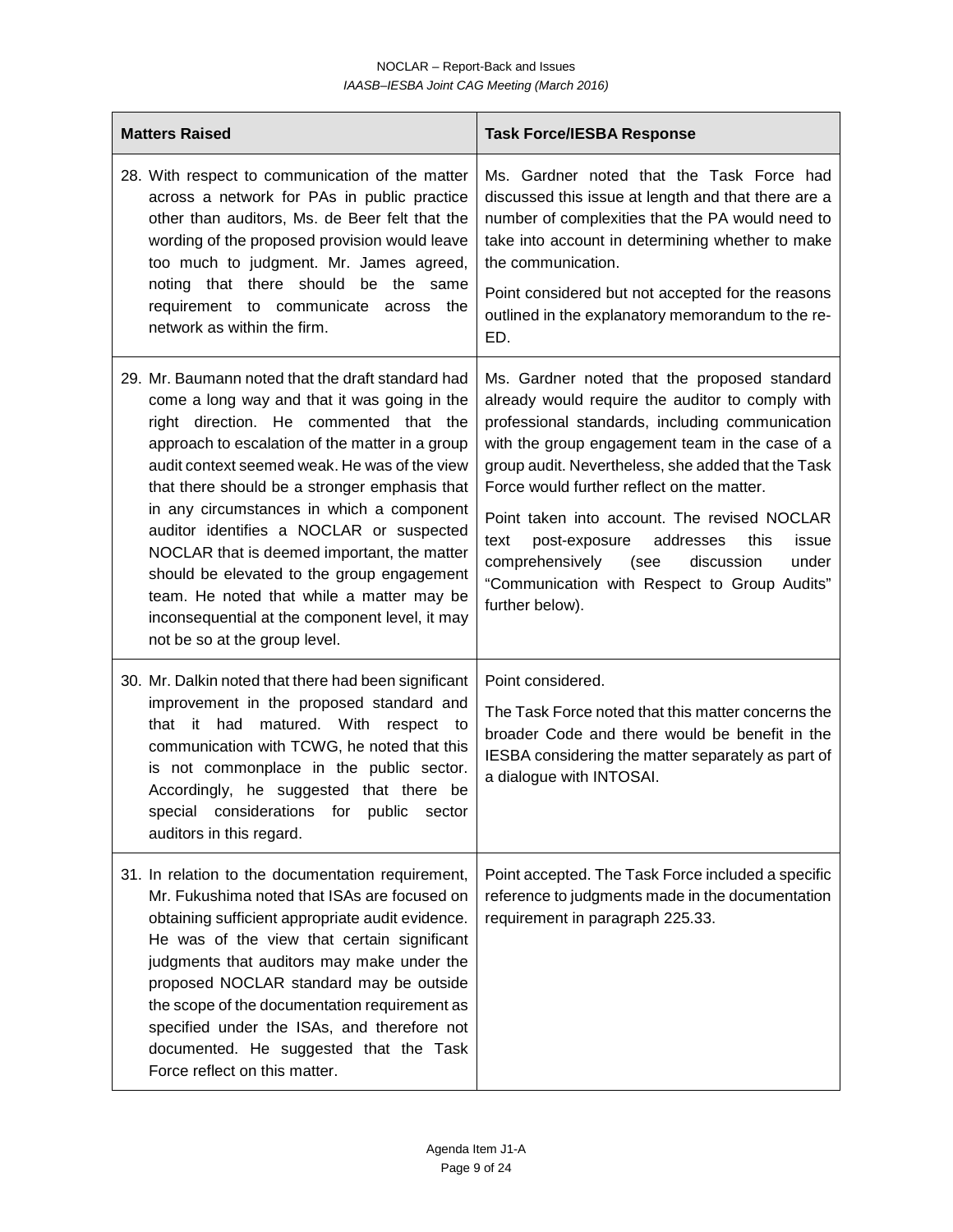| Matters Raised | Task Force/IESBA Response |
| --- | --- |
| 28. With respect to communication of the matter across a network for PAs in public practice other than auditors, Ms. de Beer felt that the wording of the proposed provision would leave too much to judgment. Mr. James agreed, noting that there should be the same requirement to communicate across the network as within the firm. | Ms. Gardner noted that the Task Force had discussed this issue at length and that there are a number of complexities that the PA would need to take into account in determining whether to make the communication.<br><br>Point considered but not accepted for the reasons outlined in the explanatory memorandum to the re-ED. |
| 29. Mr. Baumann noted that the draft standard had come a long way and that it was going in the right direction. He commented that the approach to escalation of the matter in a group audit context seemed weak. He was of the view that there should be a stronger emphasis that in any circumstances in which a component auditor identifies a NOCLAR or suspected NOCLAR that is deemed important, the matter should be elevated to the group engagement team. He noted that while a matter may be inconsequential at the component level, it may not be so at the group level. | Ms. Gardner noted that the proposed standard already would require the auditor to comply with professional standards, including communication with the group engagement team in the case of a group audit. Nevertheless, she added that the Task Force would further reflect on the matter.<br><br>Point taken into account. The revised NOCLAR text post-exposure addresses this issue comprehensively (see discussion under "Communication with Respect to Group Audits" further below). |
| 30. Mr. Dalkin noted that there had been significant improvement in the proposed standard and that it had matured. With respect to communication with TCWG, he noted that this is not commonplace in the public sector. Accordingly, he suggested that there be special considerations for public sector auditors in this regard. | Point considered.<br><br>The Task Force noted that this matter concerns the broader Code and there would be benefit in the IESBA considering the matter separately as part of a dialogue with INTOSAI. |
| 31. In relation to the documentation requirement, Mr. Fukushima noted that ISAs are focused on obtaining sufficient appropriate audit evidence. He was of the view that certain significant judgments that auditors may make under the proposed NOCLAR standard may be outside the scope of the documentation requirement as specified under the ISAs, and therefore not documented. He suggested that the Task Force reflect on this matter. | Point accepted. The Task Force included a specific reference to judgments made in the documentation requirement in paragraph 225.33. |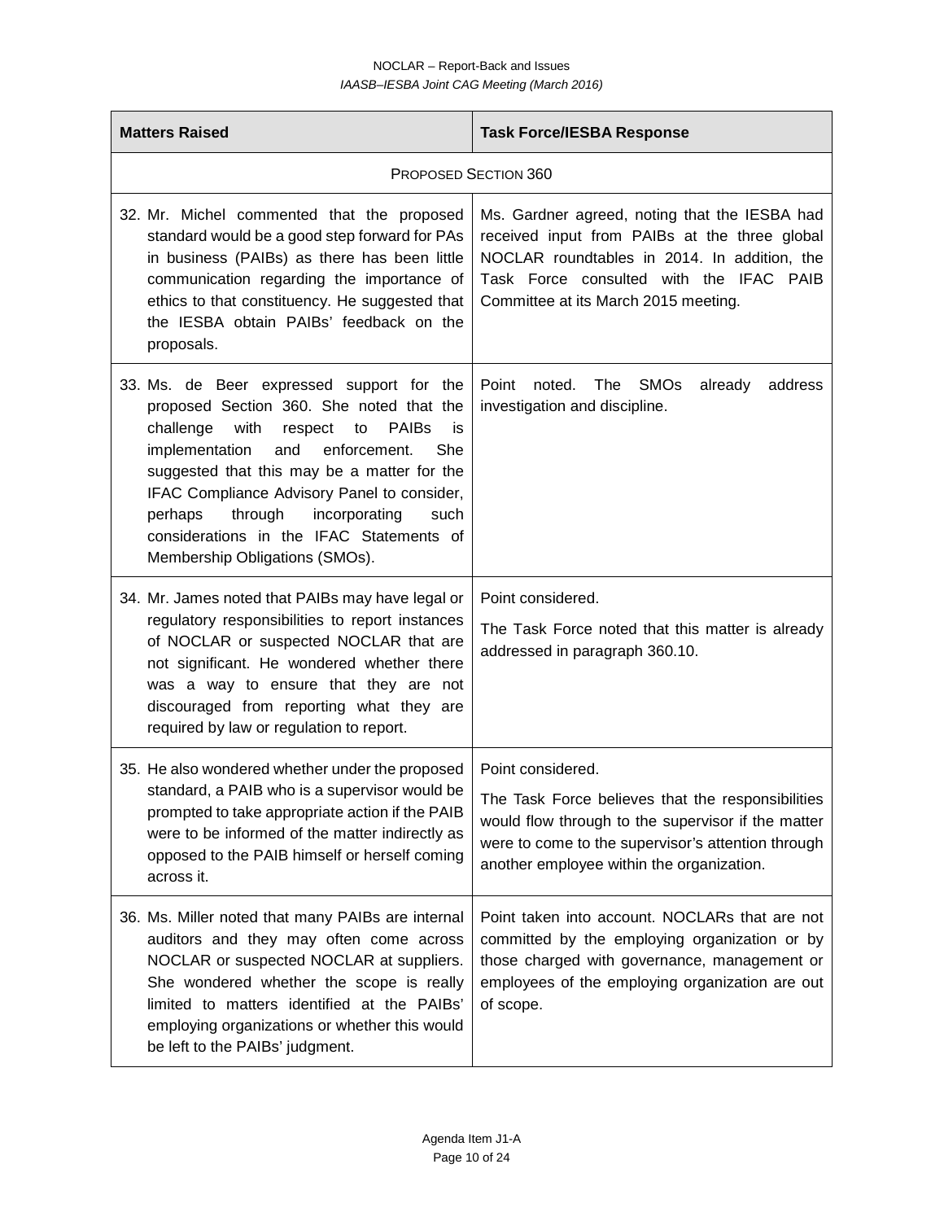| Matters Raised | Task Force/IESBA Response |
|---|---|
| PROPOSED SECTION 360 | |
| 32. Mr. Michel commented that the proposed standard would be a good step forward for PAs in business (PAIBs) as there has been little communication regarding the importance of ethics to that constituency. He suggested that the IESBA obtain PAIBs' feedback on the proposals. | Ms. Gardner agreed, noting that the IESBA had received input from PAIBs at the three global NOCLAR roundtables in 2014. In addition, the Task Force consulted with the IFAC PAIB Committee at its March 2015 meeting. |
| 33. Ms. de Beer expressed support for the proposed Section 360. She noted that the challenge with respect to PAIBs is implementation and enforcement. She suggested that this may be a matter for the IFAC Compliance Advisory Panel to consider, perhaps through incorporating such considerations in the IFAC Statements of Membership Obligations (SMOs). | Point noted. The SMOs already address investigation and discipline. |
| 34. Mr. James noted that PAIBs may have legal or regulatory responsibilities to report instances of NOCLAR or suspected NOCLAR that are not significant. He wondered whether there was a way to ensure that they are not discouraged from reporting what they are required by law or regulation to report. | Point considered.<br>The Task Force noted that this matter is already addressed in paragraph 360.10. |
| 35. He also wondered whether under the proposed standard, a PAIB who is a supervisor would be prompted to take appropriate action if the PAIB were to be informed of the matter indirectly as opposed to the PAIB himself or herself coming across it. | Point considered.<br>The Task Force believes that the responsibilities would flow through to the supervisor if the matter were to come to the supervisor's attention through another employee within the organization. |
| 36. Ms. Miller noted that many PAIBs are internal auditors and they may often come across NOCLAR or suspected NOCLAR at suppliers. She wondered whether the scope is really limited to matters identified at the PAIBs' employing organizations or whether this would be left to the PAIBs' judgment. | Point taken into account. NOCLARs that are not committed by the employing organization or by those charged with governance, management or employees of the employing organization are out of scope. |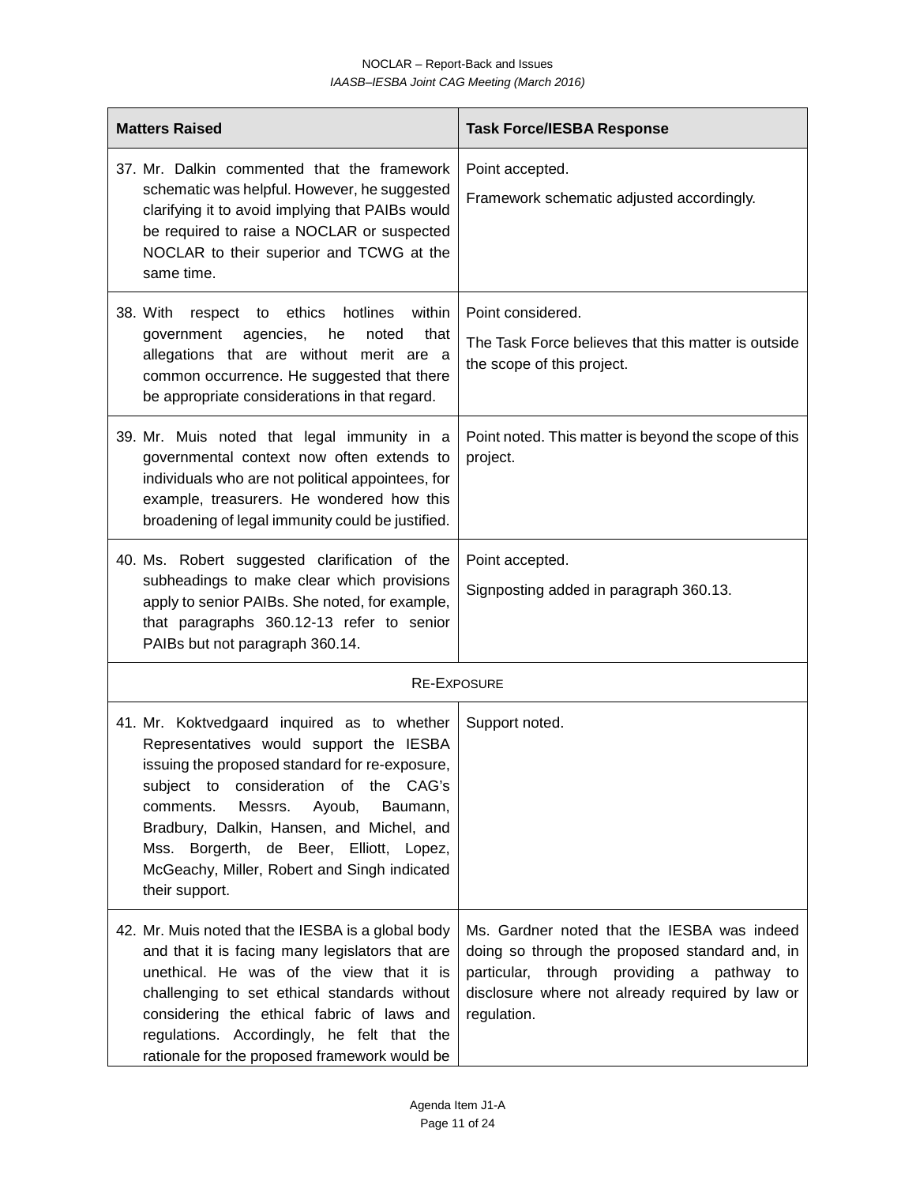| Matters Raised | Task Force/IESBA Response |
| --- | --- |
| 37. Mr. Dalkin commented that the framework schematic was helpful. However, he suggested clarifying it to avoid implying that PAIBs would be required to raise a NOCLAR or suspected NOCLAR to their superior and TCWG at the same time. | Point accepted.<br><br>Framework schematic adjusted accordingly. |
| 38. With respect to ethics hotlines within government agencies, he noted that allegations that are without merit are a common occurrence. He suggested that there be appropriate considerations in that regard. | Point considered.<br><br>The Task Force believes that this matter is outside the scope of this project. |
| 39. Mr. Muis noted that legal immunity in a governmental context now often extends to individuals who are not political appointees, for example, treasurers. He wondered how this broadening of legal immunity could be justified. | Point noted. This matter is beyond the scope of this project. |
| 40. Ms. Robert suggested clarification of the subheadings to make clear which provisions apply to senior PAIBs. She noted, for example, that paragraphs 360.12-13 refer to senior PAIBs but not paragraph 360.14. | Point accepted.<br><br>Signposting added in paragraph 360.13. |
| RE-EXPOSURE | |
| 41. Mr. Koktvedgaard inquired as to whether Representatives would support the IESBA issuing the proposed standard for re-exposure, subject to consideration of the CAG's comments. Messrs. Ayoub, Baumann, Bradbury, Dalkin, Hansen, and Michel, and Mss. Borgerth, de Beer, Elliott, Lopez, McGeachy, Miller, Robert and Singh indicated their support. | Support noted. |
| 42. Mr. Muis noted that the IESBA is a global body and that it is facing many legislators that are unethical. He was of the view that it is challenging to set ethical standards without considering the ethical fabric of laws and regulations. Accordingly, he felt that the rationale for the proposed framework would be | Ms. Gardner noted that the IESBA was indeed doing so through the proposed standard and, in particular, through providing a pathway to disclosure where not already required by law or regulation. |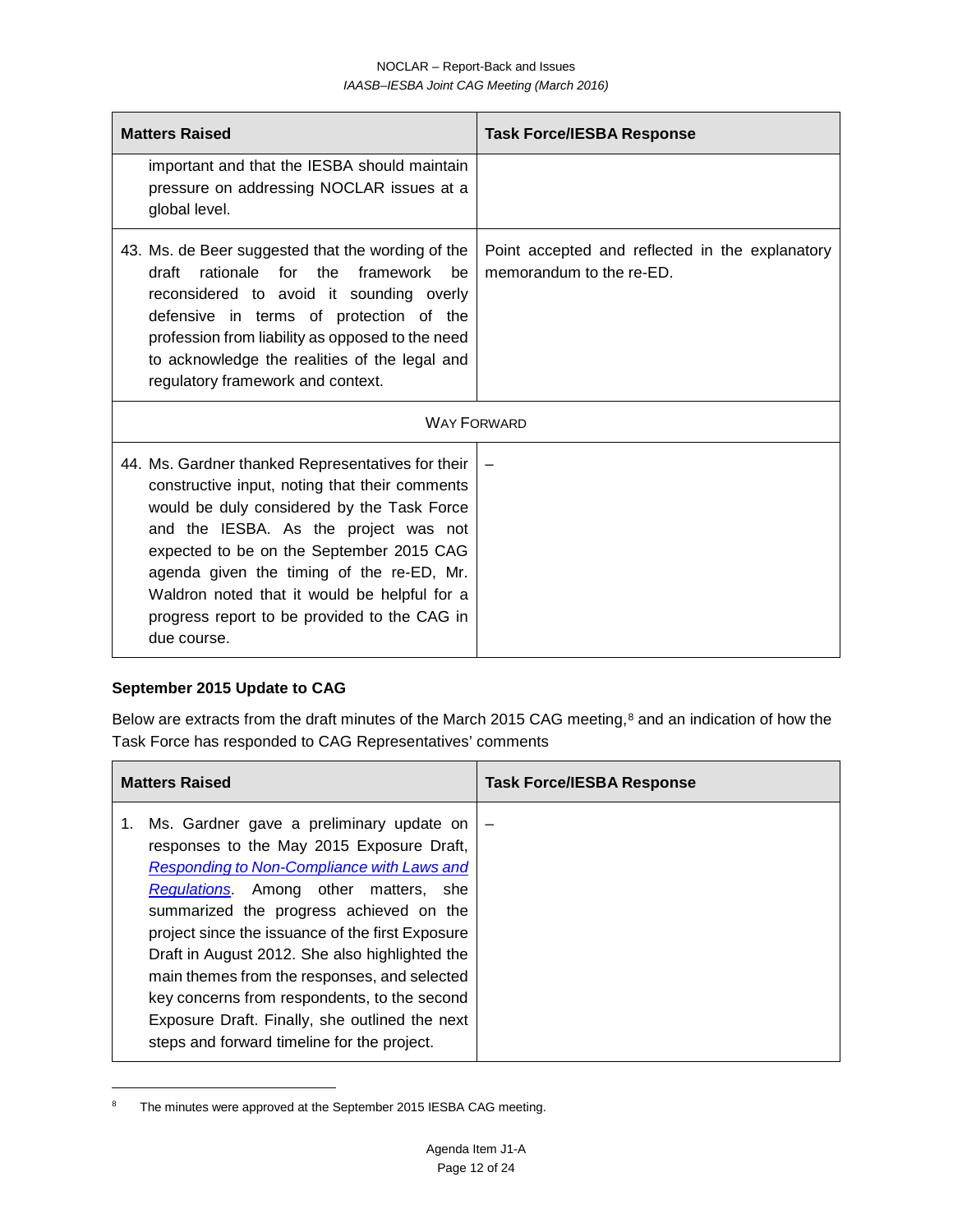| Matters Raised | Task Force/IESBA Response |
| --- | --- |
| important and that the IESBA should maintain pressure on addressing NOCLAR issues at a global level. | |
| 43. Ms. de Beer suggested that the wording of the draft rationale for the framework be reconsidered to avoid it sounding overly defensive in terms of protection of the profession from liability as opposed to the need to acknowledge the realities of the legal and regulatory framework and context. | Point accepted and reflected in the explanatory memorandum to the re-ED. |
| WAY FORWARD | |
| 44. Ms. Gardner thanked Representatives for their constructive input, noting that their comments would be duly considered by the Task Force and the IESBA. As the project was not expected to be on the September 2015 CAG agenda given the timing of the re-ED, Mr. Waldron noted that it would be helpful for a progress report to be provided to the CAG in due course. | – |

### September 2015 Update to CAG

Below are extracts from the draft minutes of the March 2015 CAG meeting,[8] and an indication of how the Task Force has responded to CAG Representatives' comments

| Matters Raised | Task Force/IESBA Response |
| --- | --- |
| 1. Ms. Gardner gave a preliminary update on responses to the May 2015 Exposure Draft, *Responding to Non-Compliance with Laws and Regulations*. Among other matters, she summarized the progress achieved on the project since the issuance of the first Exposure Draft in August 2012. She also highlighted the main themes from the responses, and selected key concerns from respondents, to the second Exposure Draft. Finally, she outlined the next steps and forward timeline for the project. | – |

[8] The minutes were approved at the September 2015 IESBA CAG meeting.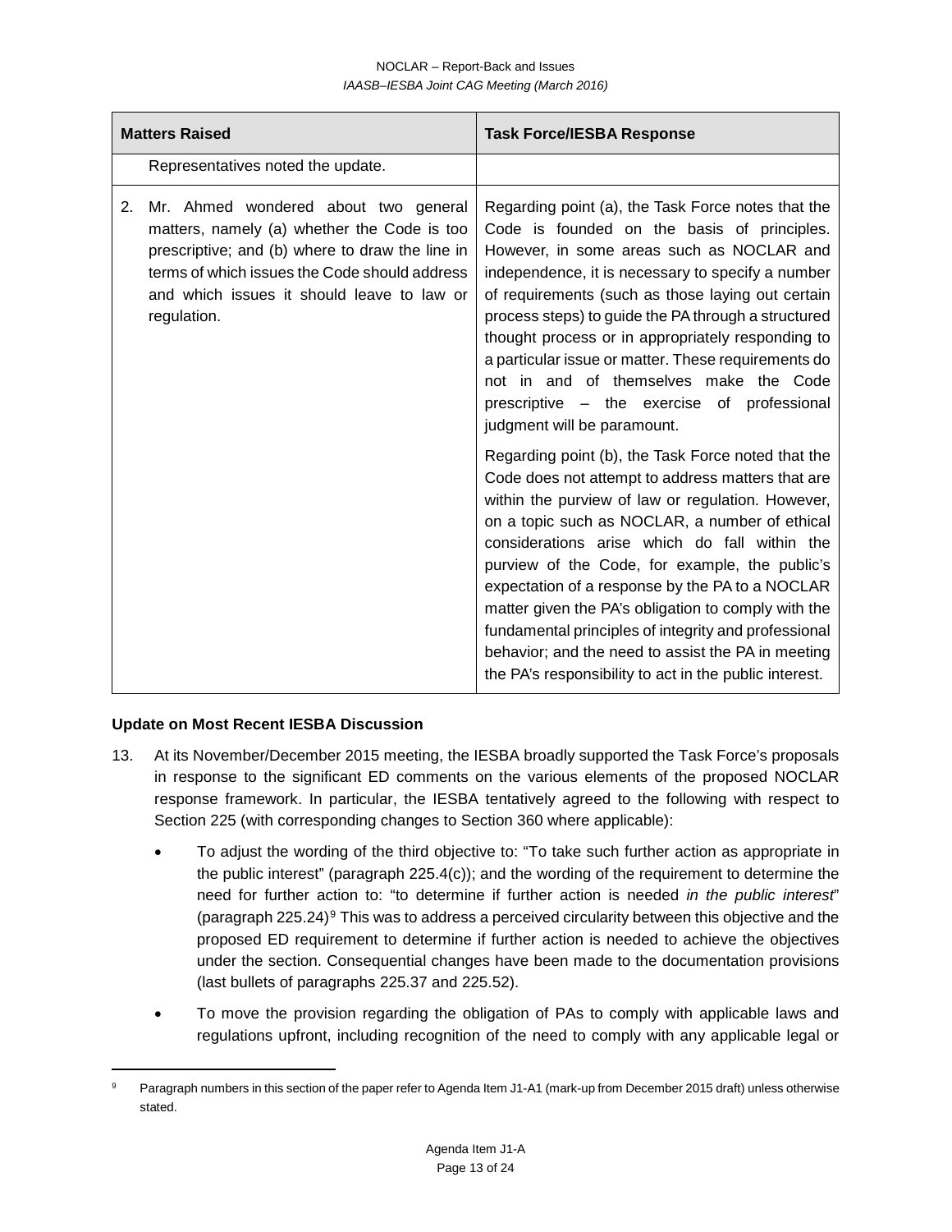| Matters Raised | Task Force/IESBA Response |
|---|---|
| Representatives noted the update. | |
| 2. Mr. Ahmed wondered about two general matters, namely (a) whether the Code is too prescriptive; and (b) where to draw the line in terms of which issues the Code should address and which issues it should leave to law or regulation. | Regarding point (a), the Task Force notes that the Code is founded on the basis of principles. However, in some areas such as NOCLAR and independence, it is necessary to specify a number of requirements (such as those laying out certain process steps) to guide the PA through a structured thought process or in appropriately responding to a particular issue or matter. These requirements do not in and of themselves make the Code prescriptive – the exercise of professional judgment will be paramount.<br><br>Regarding point (b), the Task Force noted that the Code does not attempt to address matters that are within the purview of law or regulation. However, on a topic such as NOCLAR, a number of ethical considerations arise which do fall within the purview of the Code, for example, the public's expectation of a response by the PA to a NOCLAR matter given the PA's obligation to comply with the fundamental principles of integrity and professional behavior; and the need to assist the PA in meeting the PA's responsibility to act in the public interest. |

**Update on Most Recent IESBA Discussion**

13. At its November/December 2015 meeting, the IESBA broadly supported the Task Force's proposals in response to the significant ED comments on the various elements of the proposed NOCLAR response framework. In particular, the IESBA tentatively agreed to the following with respect to Section 225 (with corresponding changes to Section 360 where applicable):

    - To adjust the wording of the third objective to: "To take such further action as appropriate in the public interest" (paragraph 225.4(c)); and the wording of the requirement to determine the need for further action to: "to determine if further action is needed *in the public interest*" (paragraph 225.24)[9] This was to address a perceived circularity between this objective and the proposed ED requirement to determine if further action is needed to achieve the objectives under the section. Consequential changes have been made to the documentation provisions (last bullets of paragraphs 225.37 and 225.52).

    - To move the provision regarding the obligation of PAs to comply with applicable laws and regulations upfront, including recognition of the need to comply with any applicable legal or

[9] Paragraph numbers in this section of the paper refer to Agenda Item J1-A1 (mark-up from December 2015 draft) unless otherwise stated.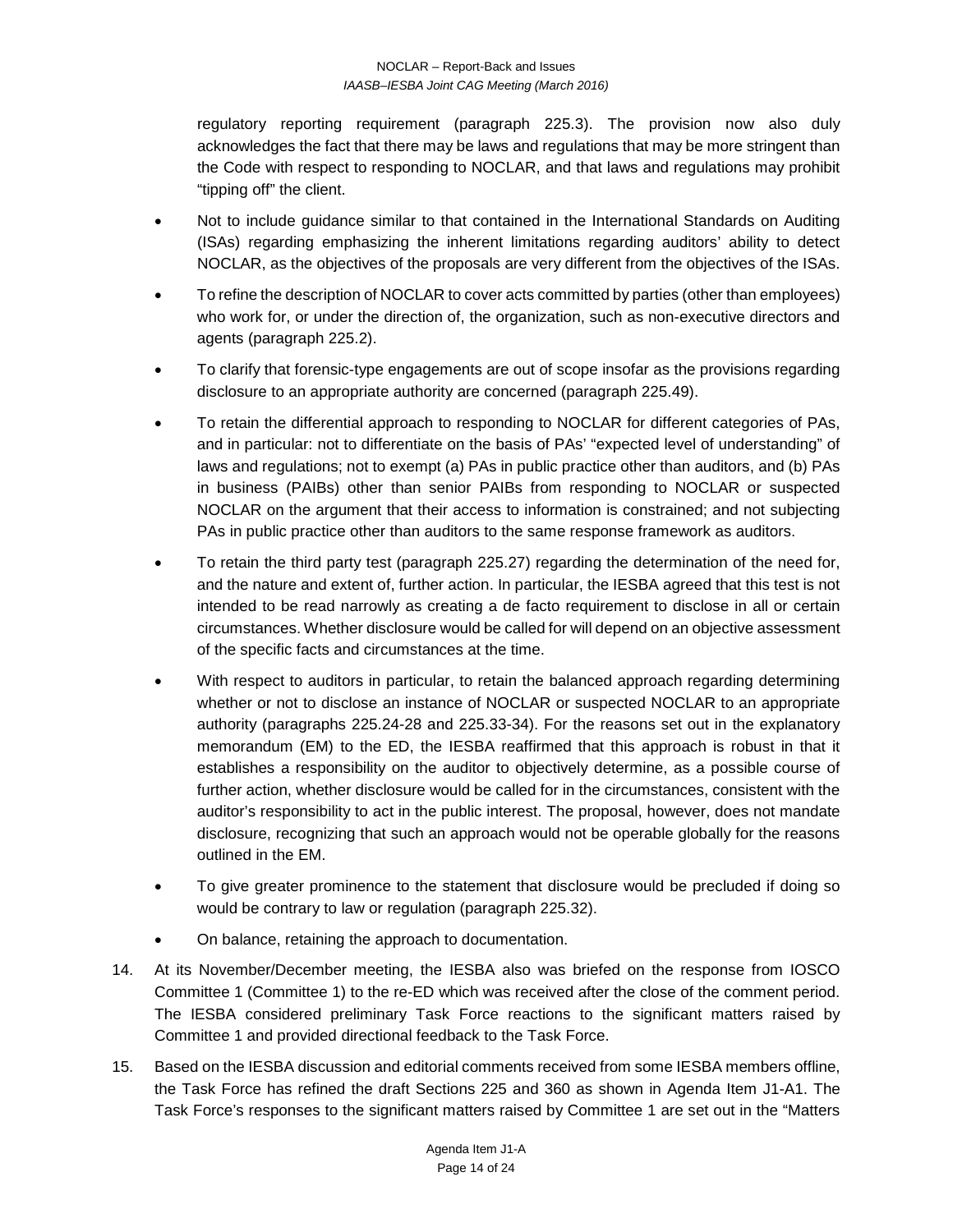regulatory reporting requirement (paragraph 225.3). The provision now also duly acknowledges the fact that there may be laws and regulations that may be more stringent than the Code with respect to responding to NOCLAR, and that laws and regulations may prohibit "tipping off" the client.

- Not to include guidance similar to that contained in the International Standards on Auditing (ISAs) regarding emphasizing the inherent limitations regarding auditors' ability to detect NOCLAR, as the objectives of the proposals are very different from the objectives of the ISAs.
- To refine the description of NOCLAR to cover acts committed by parties (other than employees) who work for, or under the direction of, the organization, such as non-executive directors and agents (paragraph 225.2).
- To clarify that forensic-type engagements are out of scope insofar as the provisions regarding disclosure to an appropriate authority are concerned (paragraph 225.49).
- To retain the differential approach to responding to NOCLAR for different categories of PAs, and in particular: not to differentiate on the basis of PAs' "expected level of understanding" of laws and regulations; not to exempt (a) PAs in public practice other than auditors, and (b) PAs in business (PAIBs) other than senior PAIBs from responding to NOCLAR or suspected NOCLAR on the argument that their access to information is constrained; and not subjecting PAs in public practice other than auditors to the same response framework as auditors.
- To retain the third party test (paragraph 225.27) regarding the determination of the need for, and the nature and extent of, further action. In particular, the IESBA agreed that this test is not intended to be read narrowly as creating a de facto requirement to disclose in all or certain circumstances. Whether disclosure would be called for will depend on an objective assessment of the specific facts and circumstances at the time.
- With respect to auditors in particular, to retain the balanced approach regarding determining whether or not to disclose an instance of NOCLAR or suspected NOCLAR to an appropriate authority (paragraphs 225.24-28 and 225.33-34). For the reasons set out in the explanatory memorandum (EM) to the ED, the IESBA reaffirmed that this approach is robust in that it establishes a responsibility on the auditor to objectively determine, as a possible course of further action, whether disclosure would be called for in the circumstances, consistent with the auditor's responsibility to act in the public interest. The proposal, however, does not mandate disclosure, recognizing that such an approach would not be operable globally for the reasons outlined in the EM.
- To give greater prominence to the statement that disclosure would be precluded if doing so would be contrary to law or regulation (paragraph 225.32).
- On balance, retaining the approach to documentation.

14. At its November/December meeting, the IESBA also was briefed on the response from IOSCO Committee 1 (Committee 1) to the re-ED which was received after the close of the comment period. The IESBA considered preliminary Task Force reactions to the significant matters raised by Committee 1 and provided directional feedback to the Task Force.

15. Based on the IESBA discussion and editorial comments received from some IESBA members offline, the Task Force has refined the draft Sections 225 and 360 as shown in Agenda Item J1-A1. The Task Force's responses to the significant matters raised by Committee 1 are set out in the "Matters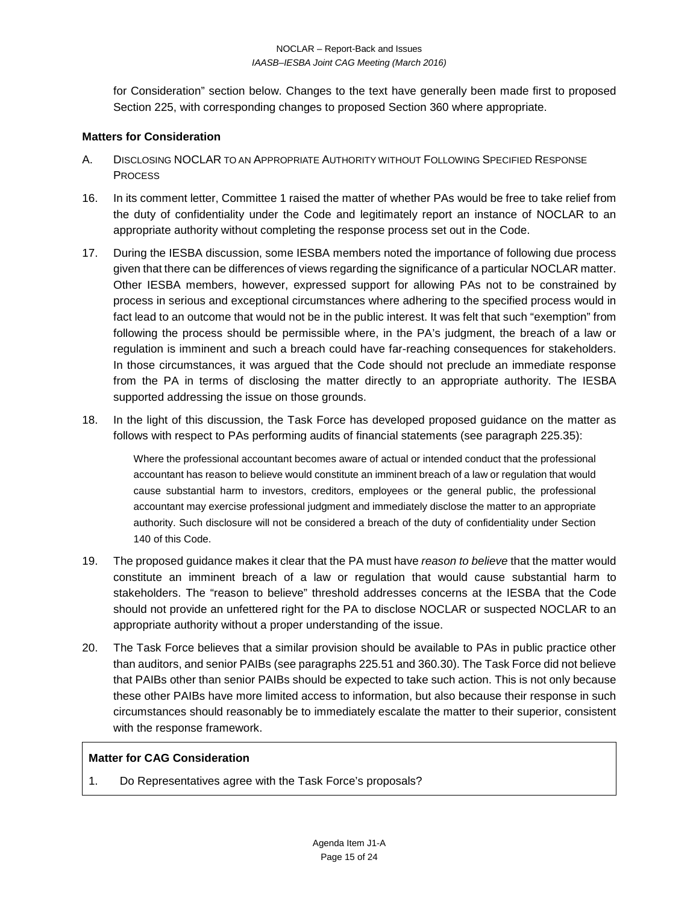for Consideration" section below. Changes to the text have generally been made first to proposed Section 225, with corresponding changes to proposed Section 360 where appropriate.

**Matters for Consideration**

A. DISCLOSING NOCLAR TO AN APPROPRIATE AUTHORITY WITHOUT FOLLOWING SPECIFIED RESPONSE PROCESS

16. In its comment letter, Committee 1 raised the matter of whether PAs would be free to take relief from the duty of confidentiality under the Code and legitimately report an instance of NOCLAR to an appropriate authority without completing the response process set out in the Code.

17. During the IESBA discussion, some IESBA members noted the importance of following due process given that there can be differences of views regarding the significance of a particular NOCLAR matter. Other IESBA members, however, expressed support for allowing PAs not to be constrained by process in serious and exceptional circumstances where adhering to the specified process would in fact lead to an outcome that would not be in the public interest. It was felt that such "exemption" from following the process should be permissible where, in the PA's judgment, the breach of a law or regulation is imminent and such a breach could have far-reaching consequences for stakeholders. In those circumstances, it was argued that the Code should not preclude an immediate response from the PA in terms of disclosing the matter directly to an appropriate authority. The IESBA supported addressing the issue on those grounds.

18. In the light of this discussion, the Task Force has developed proposed guidance on the matter as follows with respect to PAs performing audits of financial statements (see paragraph 225.35):

> Where the professional accountant becomes aware of actual or intended conduct that the professional accountant has reason to believe would constitute an imminent breach of a law or regulation that would cause substantial harm to investors, creditors, employees or the general public, the professional accountant may exercise professional judgment and immediately disclose the matter to an appropriate authority. Such disclosure will not be considered a breach of the duty of confidentiality under Section 140 of this Code.

19. The proposed guidance makes it clear that the PA must have *reason to believe* that the matter would constitute an imminent breach of a law or regulation that would cause substantial harm to stakeholders. The "reason to believe" threshold addresses concerns at the IESBA that the Code should not provide an unfettered right for the PA to disclose NOCLAR or suspected NOCLAR to an appropriate authority without a proper understanding of the issue.

20. The Task Force believes that a similar provision should be available to PAs in public practice other than auditors, and senior PAIBs (see paragraphs 225.51 and 360.30). The Task Force did not believe that PAIBs other than senior PAIBs should be expected to take such action. This is not only because these other PAIBs have more limited access to information, but also because their response in such circumstances should reasonably be to immediately escalate the matter to their superior, consistent with the response framework.

**Matter for CAG Consideration**

1. Do Representatives agree with the Task Force's proposals?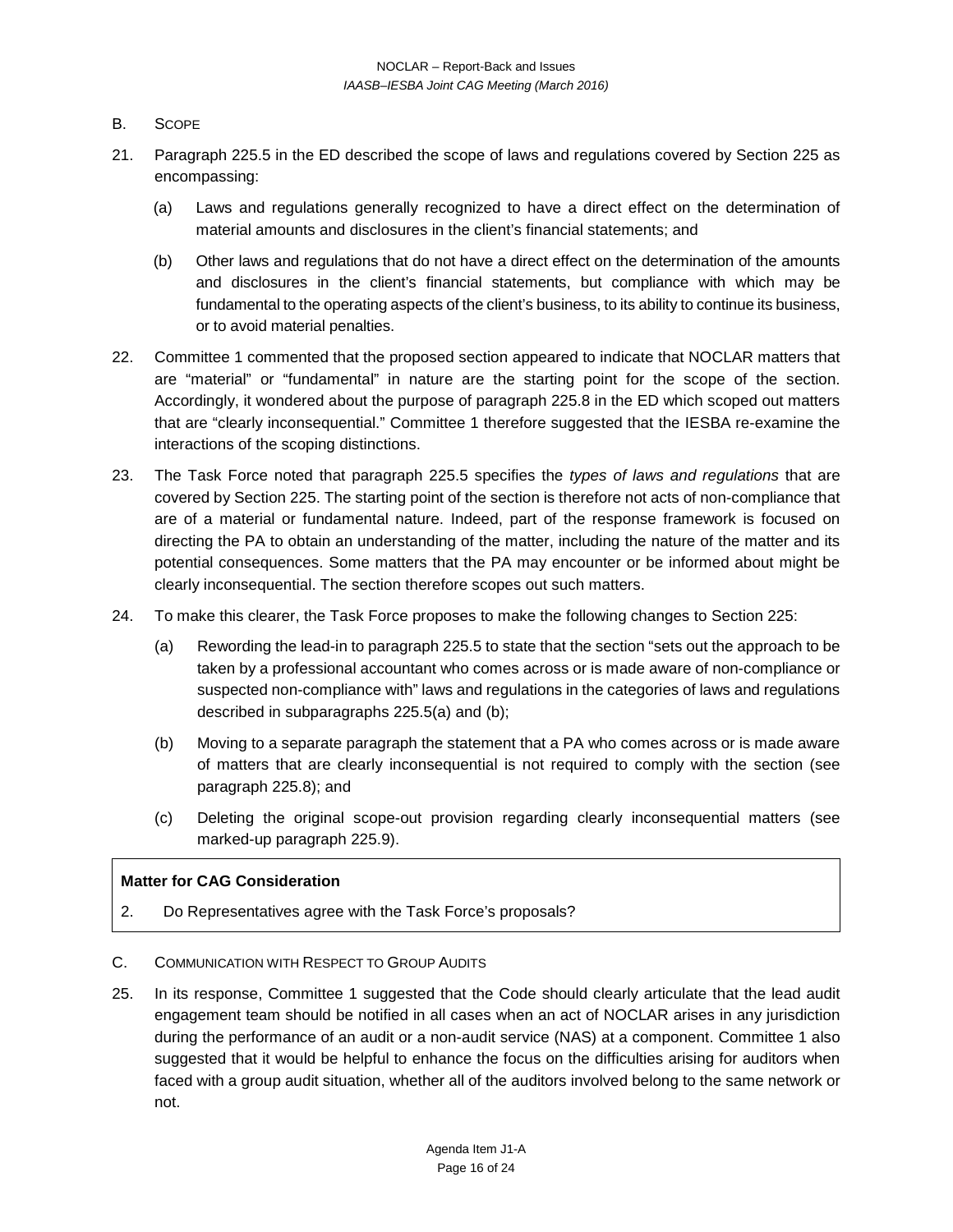B. SCOPE

21. Paragraph 225.5 in the ED described the scope of laws and regulations covered by Section 225 as encompassing:

    (a) Laws and regulations generally recognized to have a direct effect on the determination of material amounts and disclosures in the client's financial statements; and

    (b) Other laws and regulations that do not have a direct effect on the determination of the amounts and disclosures in the client's financial statements, but compliance with which may be fundamental to the operating aspects of the client's business, to its ability to continue its business, or to avoid material penalties.

22. Committee 1 commented that the proposed section appeared to indicate that NOCLAR matters that are "material" or "fundamental" in nature are the starting point for the scope of the section. Accordingly, it wondered about the purpose of paragraph 225.8 in the ED which scoped out matters that are "clearly inconsequential." Committee 1 therefore suggested that the IESBA re-examine the interactions of the scoping distinctions.

23. The Task Force noted that paragraph 225.5 specifies the *types of laws and regulations* that are covered by Section 225. The starting point of the section is therefore not acts of non-compliance that are of a material or fundamental nature. Indeed, part of the response framework is focused on directing the PA to obtain an understanding of the matter, including the nature of the matter and its potential consequences. Some matters that the PA may encounter or be informed about might be clearly inconsequential. The section therefore scopes out such matters.

24. To make this clearer, the Task Force proposes to make the following changes to Section 225:

    (a) Rewording the lead-in to paragraph 225.5 to state that the section "sets out the approach to be taken by a professional accountant who comes across or is made aware of non-compliance or suspected non-compliance with" laws and regulations in the categories of laws and regulations described in subparagraphs 225.5(a) and (b);

    (b) Moving to a separate paragraph the statement that a PA who comes across or is made aware of matters that are clearly inconsequential is not required to comply with the section (see paragraph 225.8); and

    (c) Deleting the original scope-out provision regarding clearly inconsequential matters (see marked-up paragraph 225.9).

**Matter for CAG Consideration**

2. Do Representatives agree with the Task Force's proposals?

C. COMMUNICATION WITH RESPECT TO GROUP AUDITS

25. In its response, Committee 1 suggested that the Code should clearly articulate that the lead audit engagement team should be notified in all cases when an act of NOCLAR arises in any jurisdiction during the performance of an audit or a non-audit service (NAS) at a component. Committee 1 also suggested that it would be helpful to enhance the focus on the difficulties arising for auditors when faced with a group audit situation, whether all of the auditors involved belong to the same network or not.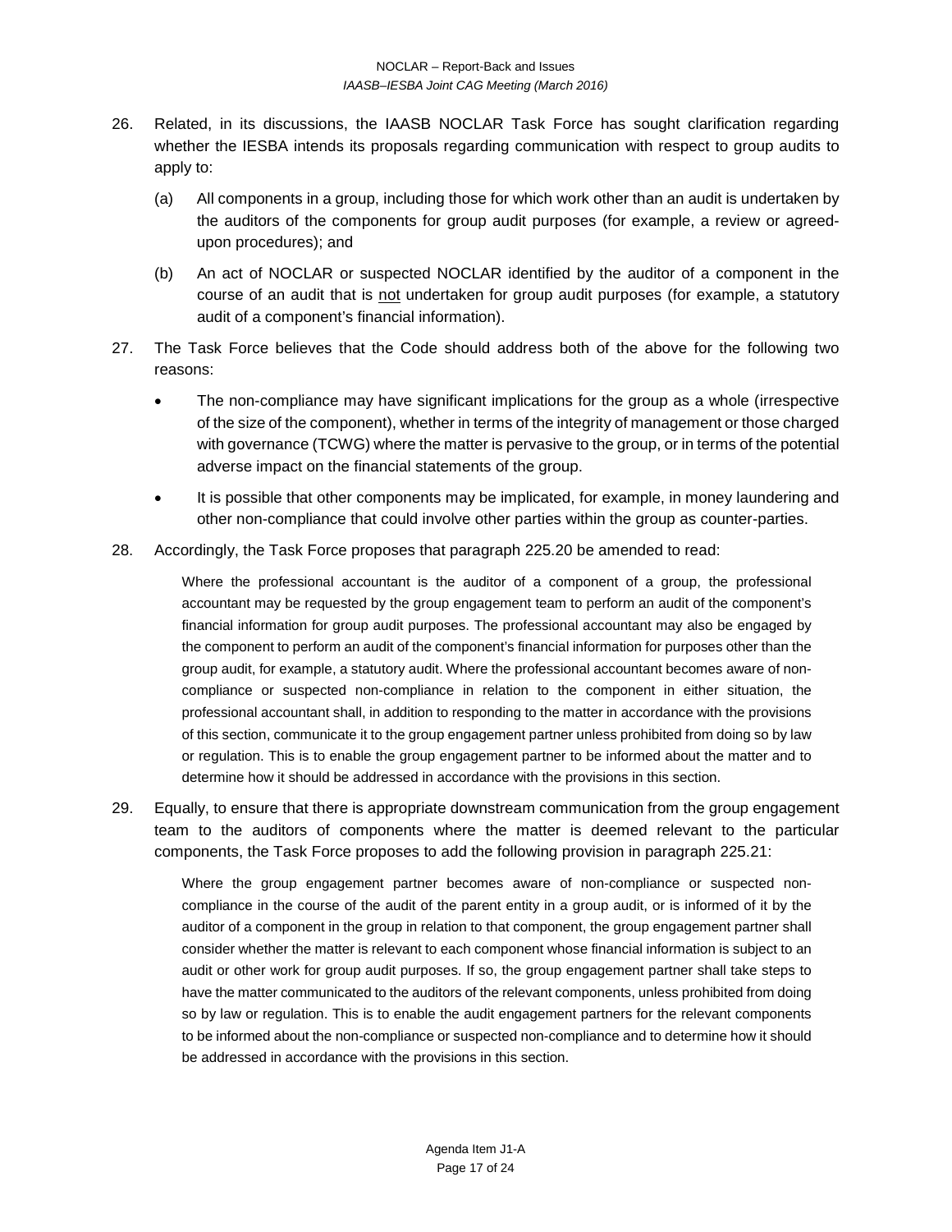26. Related, in its discussions, the IAASB NOCLAR Task Force has sought clarification regarding whether the IESBA intends its proposals regarding communication with respect to group audits to apply to:

    (a) All components in a group, including those for which work other than an audit is undertaken by the auditors of the components for group audit purposes (for example, a review or agreed-upon procedures); and

    (b) An act of NOCLAR or suspected NOCLAR identified by the auditor of a component in the course of an audit that is <u>not</u> undertaken for group audit purposes (for example, a statutory audit of a component's financial information).

27. The Task Force believes that the Code should address both of the above for the following two reasons:

    - The non-compliance may have significant implications for the group as a whole (irrespective of the size of the component), whether in terms of the integrity of management or those charged with governance (TCWG) where the matter is pervasive to the group, or in terms of the potential adverse impact on the financial statements of the group.
    - It is possible that other components may be implicated, for example, in money laundering and other non-compliance that could involve other parties within the group as counter-parties.

28. Accordingly, the Task Force proposes that paragraph 225.20 be amended to read:

    > Where the professional accountant is the auditor of a component of a group, the professional accountant may be requested by the group engagement team to perform an audit of the component's financial information for group audit purposes. The professional accountant may also be engaged by the component to perform an audit of the component's financial information for purposes other than the group audit, for example, a statutory audit. Where the professional accountant becomes aware of non-compliance or suspected non-compliance in relation to the component in either situation, the professional accountant shall, in addition to responding to the matter in accordance with the provisions of this section, communicate it to the group engagement partner unless prohibited from doing so by law or regulation. This is to enable the group engagement partner to be informed about the matter and to determine how it should be addressed in accordance with the provisions in this section.

29. Equally, to ensure that there is appropriate downstream communication from the group engagement team to the auditors of components where the matter is deemed relevant to the particular components, the Task Force proposes to add the following provision in paragraph 225.21:

    > Where the group engagement partner becomes aware of non-compliance or suspected non-compliance in the course of the audit of the parent entity in a group audit, or is informed of it by the auditor of a component in the group in relation to that component, the group engagement partner shall consider whether the matter is relevant to each component whose financial information is subject to an audit or other work for group audit purposes. If so, the group engagement partner shall take steps to have the matter communicated to the auditors of the relevant components, unless prohibited from doing so by law or regulation. This is to enable the audit engagement partners for the relevant components to be informed about the non-compliance or suspected non-compliance and to determine how it should be addressed in accordance with the provisions in this section.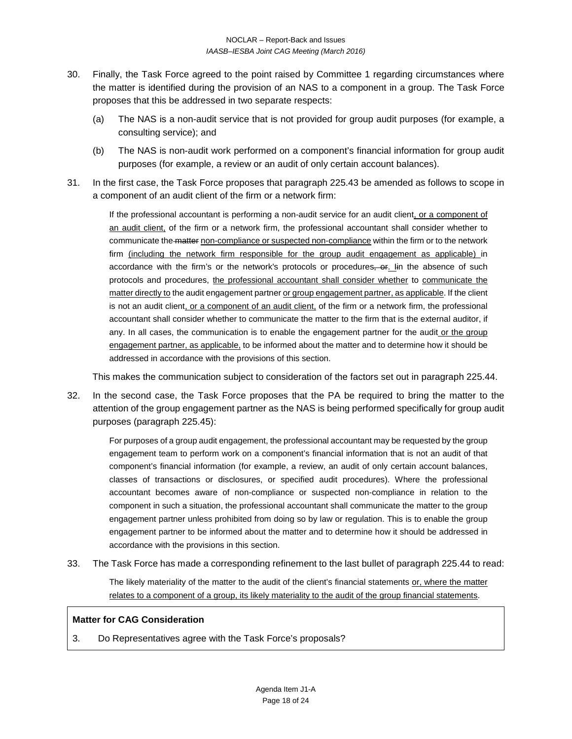30. Finally, the Task Force agreed to the point raised by Committee 1 regarding circumstances where the matter is identified during the provision of an NAS to a component in a group. The Task Force proposes that this be addressed in two separate respects:

    (a) The NAS is a non-audit service that is not provided for group audit purposes (for example, a consulting service); and

    (b) The NAS is non-audit work performed on a component's financial information for group audit purposes (for example, a review or an audit of only certain account balances).

31. In the first case, the Task Force proposes that paragraph 225.43 be amended as follows to scope in a component of an audit client of the firm or a network firm:

    > If the professional accountant is performing a non-audit service for an audit client<u>, or a component of an audit client,</u> of the firm or a network firm, the professional accountant shall consider whether to communicate the ~~matter~~ <u>non-compliance or suspected non-compliance</u> within the firm or to the network firm <u>(including the network firm responsible for the group audit engagement as applicable)</u> in accordance with the firm's or the network's protocols or procedures~~, or~~. <u>I</u>~~i~~n the absence of such protocols and procedures, <u>the professional accountant shall consider whether</u> to <u>communicate the matter directly to</u> the audit engagement partner <u>or group engagement partner, as applicable</u>. If the client is not an audit client<u>, or a component of an audit client,</u> of the firm or a network firm, the professional accountant shall consider whether to communicate the matter to the firm that is the external auditor, if any. In all cases, the communication is to enable the engagement partner for the audit<u> or the group engagement partner, as applicable,</u> to be informed about the matter and to determine how it should be addressed in accordance with the provisions of this section.

    This makes the communication subject to consideration of the factors set out in paragraph 225.44.

32. In the second case, the Task Force proposes that the PA be required to bring the matter to the attention of the group engagement partner as the NAS is being performed specifically for group audit purposes (paragraph 225.45):

    > For purposes of a group audit engagement, the professional accountant may be requested by the group engagement team to perform work on a component's financial information that is not an audit of that component's financial information (for example, a review, an audit of only certain account balances, classes of transactions or disclosures, or specified audit procedures). Where the professional accountant becomes aware of non-compliance or suspected non-compliance in relation to the component in such a situation, the professional accountant shall communicate the matter to the group engagement partner unless prohibited from doing so by law or regulation. This is to enable the group engagement partner to be informed about the matter and to determine how it should be addressed in accordance with the provisions in this section.

33. The Task Force has made a corresponding refinement to the last bullet of paragraph 225.44 to read:

    > The likely materiality of the matter to the audit of the client's financial statements <u>or, where the matter relates to a component of a group, its likely materiality to the audit of the group financial statements</u>.

**Matter for CAG Consideration**

3. Do Representatives agree with the Task Force's proposals?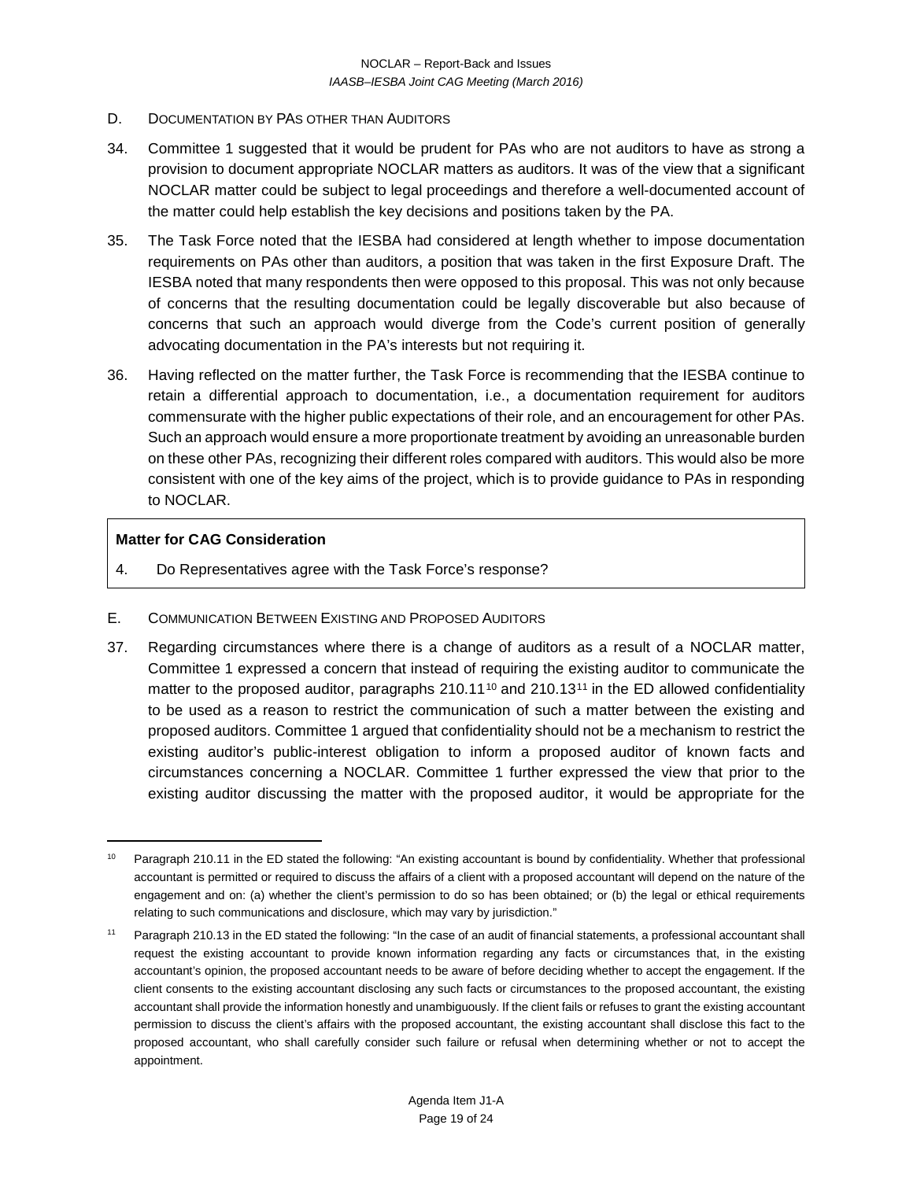D. DOCUMENTATION BY PAS OTHER THAN AUDITORS

34. Committee 1 suggested that it would be prudent for PAs who are not auditors to have as strong a provision to document appropriate NOCLAR matters as auditors. It was of the view that a significant NOCLAR matter could be subject to legal proceedings and therefore a well-documented account of the matter could help establish the key decisions and positions taken by the PA.

35. The Task Force noted that the IESBA had considered at length whether to impose documentation requirements on PAs other than auditors, a position that was taken in the first Exposure Draft. The IESBA noted that many respondents then were opposed to this proposal. This was not only because of concerns that the resulting documentation could be legally discoverable but also because of concerns that such an approach would diverge from the Code's current position of generally advocating documentation in the PA's interests but not requiring it.

36. Having reflected on the matter further, the Task Force is recommending that the IESBA continue to retain a differential approach to documentation, i.e., a documentation requirement for auditors commensurate with the higher public expectations of their role, and an encouragement for other PAs. Such an approach would ensure a more proportionate treatment by avoiding an unreasonable burden on these other PAs, recognizing their different roles compared with auditors. This would also be more consistent with one of the key aims of the project, which is to provide guidance to PAs in responding to NOCLAR.

**Matter for CAG Consideration**

4. Do Representatives agree with the Task Force's response?

E. COMMUNICATION BETWEEN EXISTING AND PROPOSED AUDITORS

37. Regarding circumstances where there is a change of auditors as a result of a NOCLAR matter, Committee 1 expressed a concern that instead of requiring the existing auditor to communicate the matter to the proposed auditor, paragraphs 210.11[10] and 210.13[11] in the ED allowed confidentiality to be used as a reason to restrict the communication of such a matter between the existing and proposed auditors. Committee 1 argued that confidentiality should not be a mechanism to restrict the existing auditor's public-interest obligation to inform a proposed auditor of known facts and circumstances concerning a NOCLAR. Committee 1 further expressed the view that prior to the existing auditor discussing the matter with the proposed auditor, it would be appropriate for the

---

[10] Paragraph 210.11 in the ED stated the following: "An existing accountant is bound by confidentiality. Whether that professional accountant is permitted or required to discuss the affairs of a client with a proposed accountant will depend on the nature of the engagement and on: (a) whether the client's permission to do so has been obtained; or (b) the legal or ethical requirements relating to such communications and disclosure, which may vary by jurisdiction."

[11] Paragraph 210.13 in the ED stated the following: "In the case of an audit of financial statements, a professional accountant shall request the existing accountant to provide known information regarding any facts or circumstances that, in the existing accountant's opinion, the proposed accountant needs to be aware of before deciding whether to accept the engagement. If the client consents to the existing accountant disclosing any such facts or circumstances to the proposed accountant, the existing accountant shall provide the information honestly and unambiguously. If the client fails or refuses to grant the existing accountant permission to discuss the client's affairs with the proposed accountant, the existing accountant shall disclose this fact to the proposed accountant, who shall carefully consider such failure or refusal when determining whether or not to accept the appointment.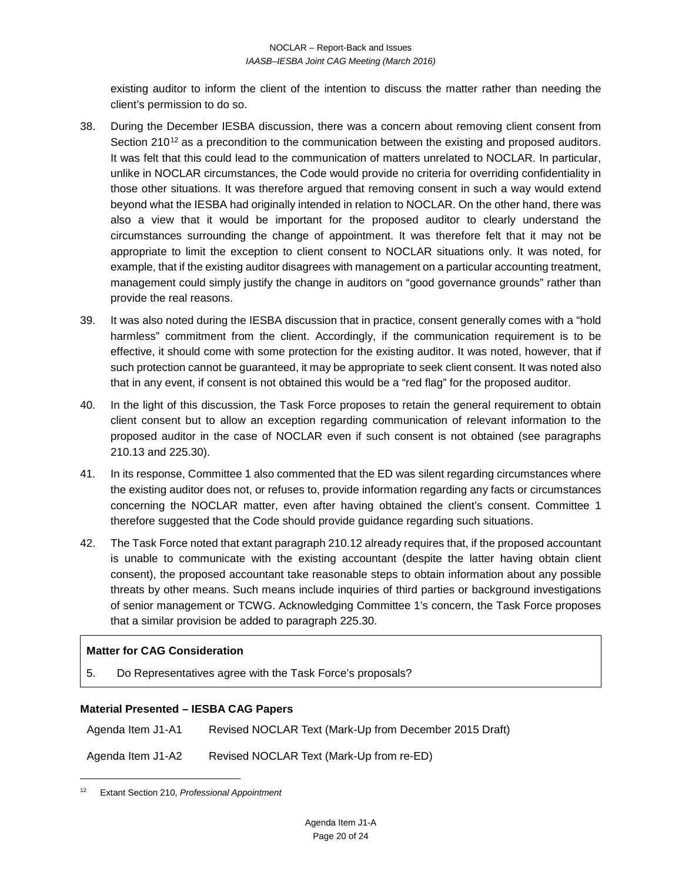existing auditor to inform the client of the intention to discuss the matter rather than needing the client's permission to do so.

38. During the December IESBA discussion, there was a concern about removing client consent from Section 210[12] as a precondition to the communication between the existing and proposed auditors. It was felt that this could lead to the communication of matters unrelated to NOCLAR. In particular, unlike in NOCLAR circumstances, the Code would provide no criteria for overriding confidentiality in those other situations. It was therefore argued that removing consent in such a way would extend beyond what the IESBA had originally intended in relation to NOCLAR. On the other hand, there was also a view that it would be important for the proposed auditor to clearly understand the circumstances surrounding the change of appointment. It was therefore felt that it may not be appropriate to limit the exception to client consent to NOCLAR situations only. It was noted, for example, that if the existing auditor disagrees with management on a particular accounting treatment, management could simply justify the change in auditors on "good governance grounds" rather than provide the real reasons.

39. It was also noted during the IESBA discussion that in practice, consent generally comes with a "hold harmless" commitment from the client. Accordingly, if the communication requirement is to be effective, it should come with some protection for the existing auditor. It was noted, however, that if such protection cannot be guaranteed, it may be appropriate to seek client consent. It was noted also that in any event, if consent is not obtained this would be a "red flag" for the proposed auditor.

40. In the light of this discussion, the Task Force proposes to retain the general requirement to obtain client consent but to allow an exception regarding communication of relevant information to the proposed auditor in the case of NOCLAR even if such consent is not obtained (see paragraphs 210.13 and 225.30).

41. In its response, Committee 1 also commented that the ED was silent regarding circumstances where the existing auditor does not, or refuses to, provide information regarding any facts or circumstances concerning the NOCLAR matter, even after having obtained the client's consent. Committee 1 therefore suggested that the Code should provide guidance regarding such situations.

42. The Task Force noted that extant paragraph 210.12 already requires that, if the proposed accountant is unable to communicate with the existing accountant (despite the latter having obtain client consent), the proposed accountant take reasonable steps to obtain information about any possible threats by other means. Such means include inquiries of third parties or background investigations of senior management or TCWG. Acknowledging Committee 1's concern, the Task Force proposes that a similar provision be added to paragraph 225.30.

**Matter for CAG Consideration**

5. Do Representatives agree with the Task Force's proposals?

**Material Presented – IESBA CAG Papers**

| | |
|---|---|
| Agenda Item J1-A1 | Revised NOCLAR Text (Mark-Up from December 2015 Draft) |
| Agenda Item J1-A2 | Revised NOCLAR Text (Mark-Up from re-ED) |

[12] Extant Section 210, *Professional Appointment*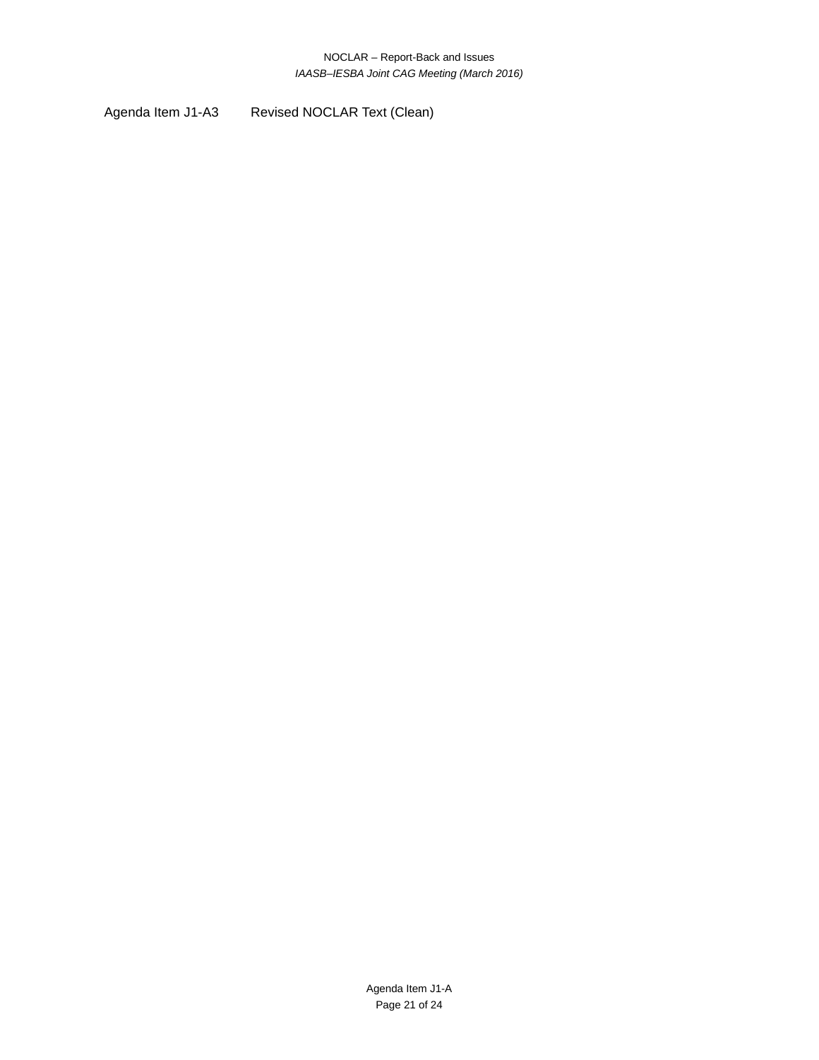Agenda Item J1-A3 Revised NOCLAR Text (Clean)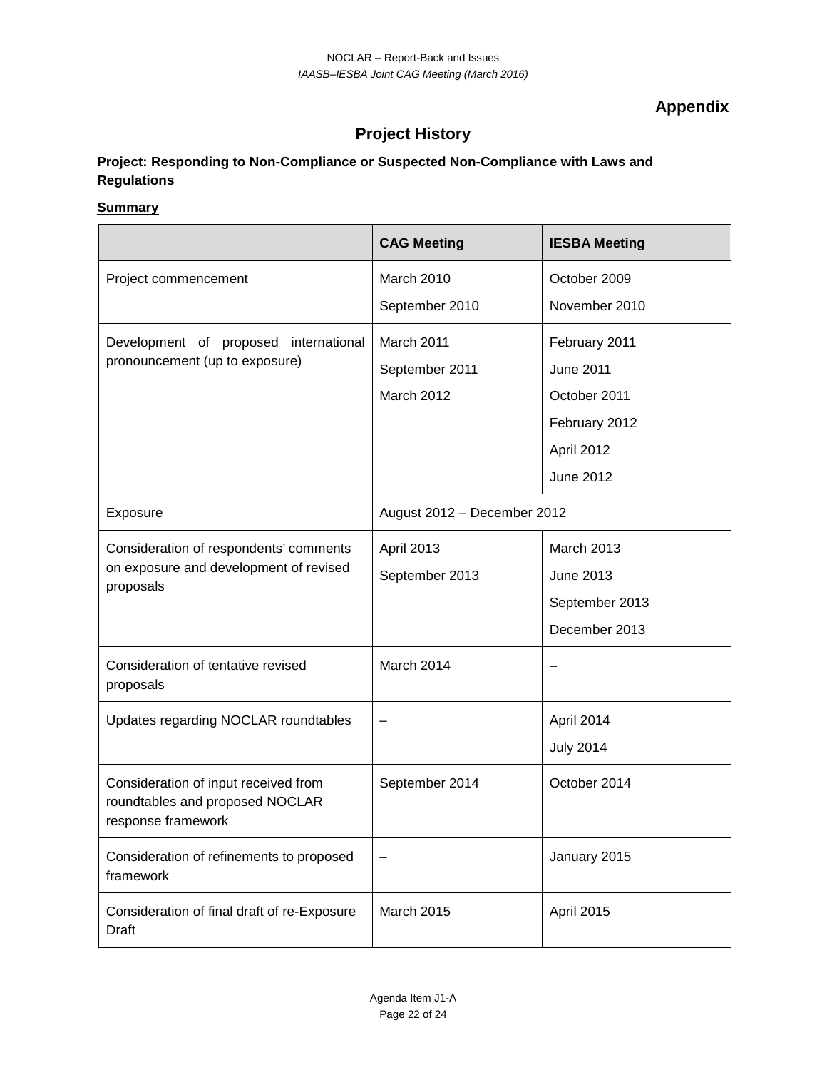## Appendix

# Project History

**Project: Responding to Non-Compliance or Suspected Non-Compliance with Laws and Regulations**

**<u>Summary</u>**

| | CAG Meeting | IESBA Meeting |
|---|---|---|
| Project commencement | March 2010<br>September 2010 | October 2009<br>November 2010 |
| Development of proposed international pronouncement (up to exposure) | March 2011<br>September 2011<br>March 2012 | February 2011<br>June 2011<br>October 2011<br>February 2012<br>April 2012<br>June 2012 |
| Exposure | August 2012 – December 2012 | |
| Consideration of respondents' comments on exposure and development of revised proposals | April 2013<br>September 2013 | March 2013<br>June 2013<br>September 2013<br>December 2013 |
| Consideration of tentative revised proposals | March 2014 | – |
| Updates regarding NOCLAR roundtables | – | April 2014<br>July 2014 |
| Consideration of input received from roundtables and proposed NOCLAR response framework | September 2014 | October 2014 |
| Consideration of refinements to proposed framework | – | January 2015 |
| Consideration of final draft of re-Exposure Draft | March 2015 | April 2015 |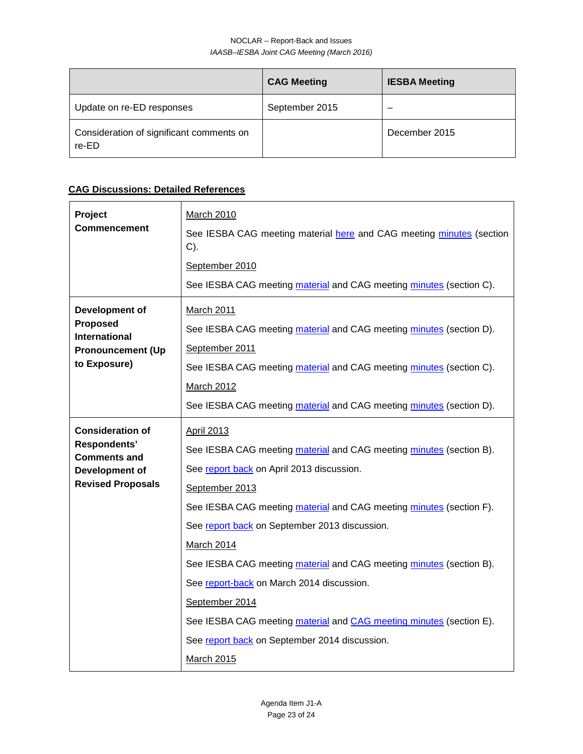| | CAG Meeting | IESBA Meeting |
|---|---|---|
| Update on re-ED responses | September 2015 | – |
| Consideration of significant comments on re-ED | | December 2015 |

**CAG Discussions: Detailed References**

| | |
|---|---|
| **Project Commencement** | March 2010<br><br>See IESBA CAG meeting material here and CAG meeting minutes (section C).<br><br>September 2010<br><br>See IESBA CAG meeting material and CAG meeting minutes (section C). |
| **Development of Proposed International Pronouncement (Up to Exposure)** | March 2011<br><br>See IESBA CAG meeting material and CAG meeting minutes (section D).<br><br>September 2011<br><br>See IESBA CAG meeting material and CAG meeting minutes (section C).<br><br>March 2012<br><br>See IESBA CAG meeting material and CAG meeting minutes (section D). |
| **Consideration of Respondents' Comments and Development of Revised Proposals** | April 2013<br><br>See IESBA CAG meeting material and CAG meeting minutes (section B).<br><br>See report back on April 2013 discussion.<br><br>September 2013<br><br>See IESBA CAG meeting material and CAG meeting minutes (section F).<br><br>See report back on September 2013 discussion.<br><br>March 2014<br><br>See IESBA CAG meeting material and CAG meeting minutes (section B).<br><br>See report-back on March 2014 discussion.<br><br>September 2014<br><br>See IESBA CAG meeting material and CAG meeting minutes (section E).<br><br>See report back on September 2014 discussion.<br><br>March 2015 |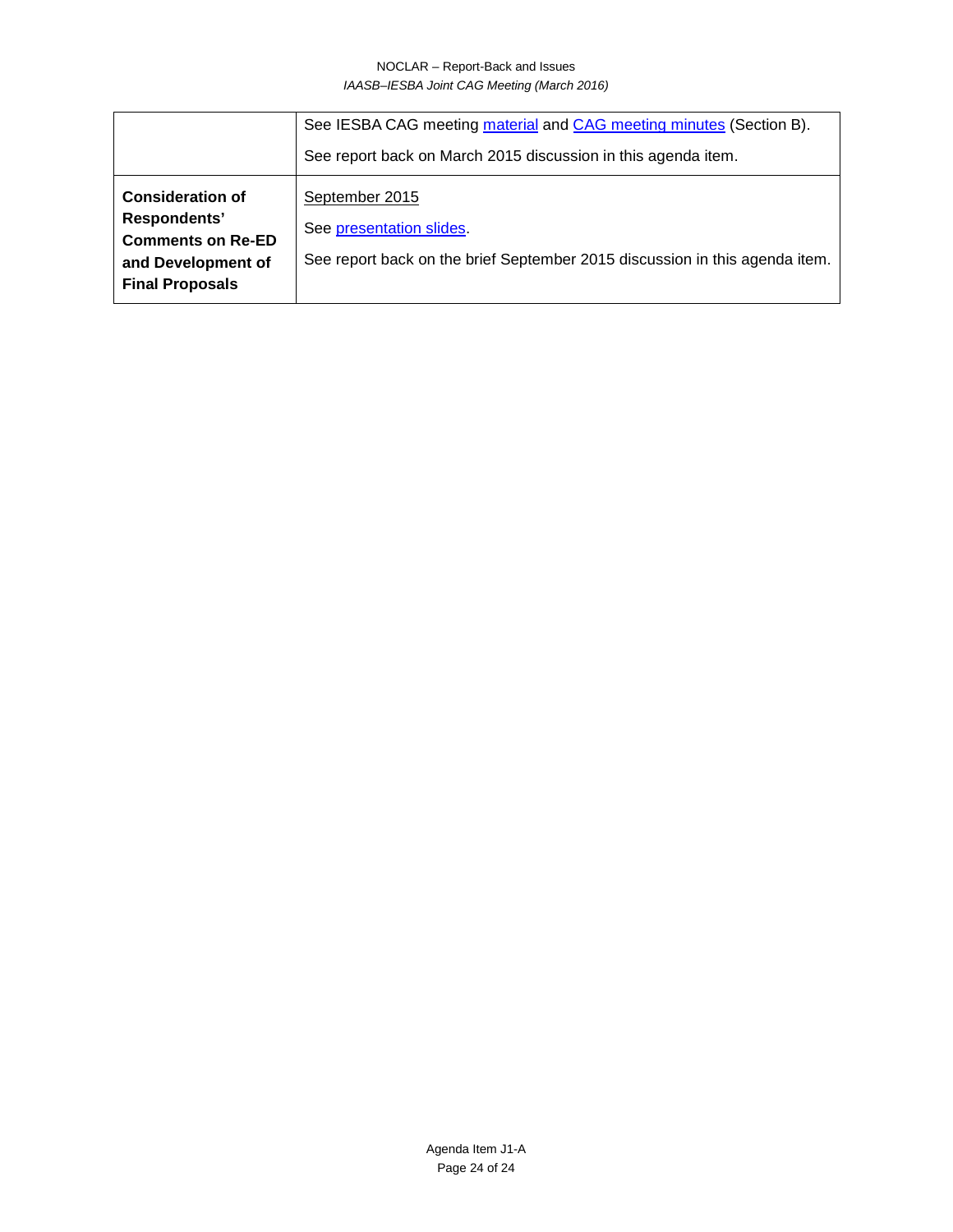| | |
|---|---|
| | See IESBA CAG meeting material and CAG meeting minutes (Section B).<br><br>See report back on March 2015 discussion in this agenda item. |
| **Consideration of Respondents' Comments on Re-ED and Development of Final Proposals** | September 2015<br><br>See presentation slides.<br><br>See report back on the brief September 2015 discussion in this agenda item. |